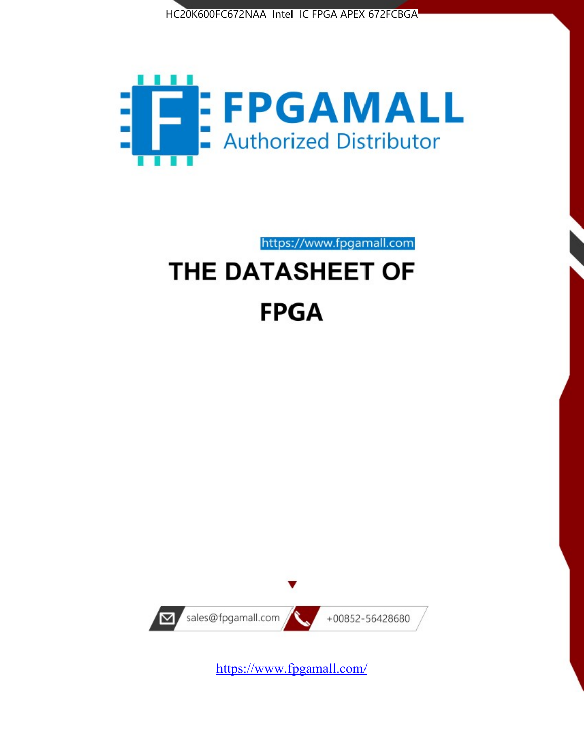HC20K600FC672NAA Intel IC FPGA APEX 672FCBGA

FPGAMALL

Authorized Distributor

https://www.fpgamall.com

# THE DATASHEET OF

# FPGA

sales@fpgamall.com

+00852-56428680

https://www.fpgamall.com/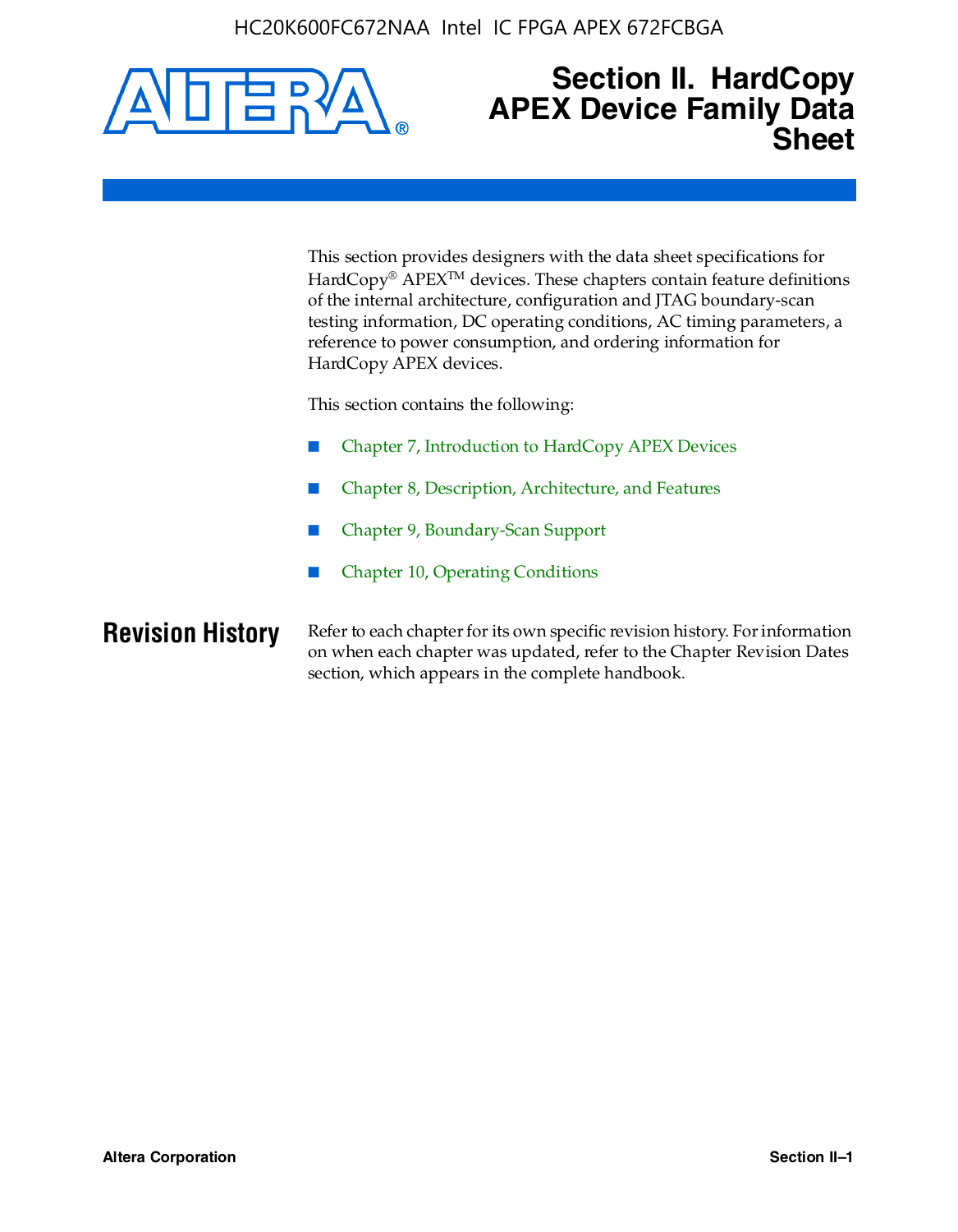# Section II. HardCopy APEX Device Family Data Sheet

This section provides designers with the data sheet specifications for HardCopy® APEX™ devices. These chapters contain feature definitions of the internal architecture, configuration and JTAG boundary-scan testing information, DC operating conditions, AC timing parameters, a reference to power consumption, and ordering information for HardCopy APEX devices.

This section contains the following:

- Chapter 7, Introduction to HardCopy APEX Devices
- Chapter 8, Description, Architecture, and Features
- Chapter 9, Boundary-Scan Support
- Chapter 10, Operating Conditions

## Revision History

Refer to each chapter for its own specific revision history. For information on when each chapter was updated, refer to the Chapter Revision Dates section, which appears in the complete handbook.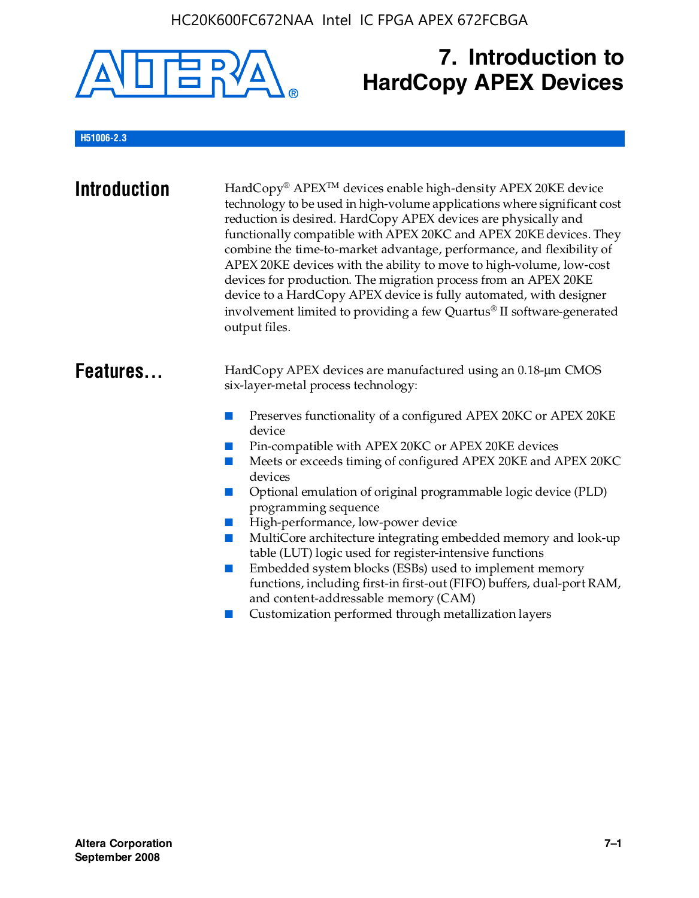# 7. Introduction to HardCopy APEX Devices

H51006-2.3

## Introduction

HardCopy® APEX™ devices enable high-density APEX 20KE device technology to be used in high-volume applications where significant cost reduction is desired. HardCopy APEX devices are physically and functionally compatible with APEX 20KC and APEX 20KE devices. They combine the time-to-market advantage, performance, and flexibility of APEX 20KE devices with the ability to move to high-volume, low-cost devices for production. The migration process from an APEX 20KE device to a HardCopy APEX device is fully automated, with designer involvement limited to providing a few Quartus® II software-generated output files.

## Features...

HardCopy APEX devices are manufactured using an 0.18-µm CMOS six-layer-metal process technology:

- Preserves functionality of a configured APEX 20KC or APEX 20KE device
- Pin-compatible with APEX 20KC or APEX 20KE devices
- Meets or exceeds timing of configured APEX 20KE and APEX 20KC devices
- Optional emulation of original programmable logic device (PLD) programming sequence
- High-performance, low-power device
- MultiCore architecture integrating embedded memory and look-up table (LUT) logic used for register-intensive functions
- Embedded system blocks (ESBs) used to implement memory functions, including first-in first-out (FIFO) buffers, dual-port RAM, and content-addressable memory (CAM)
- Customization performed through metallization layers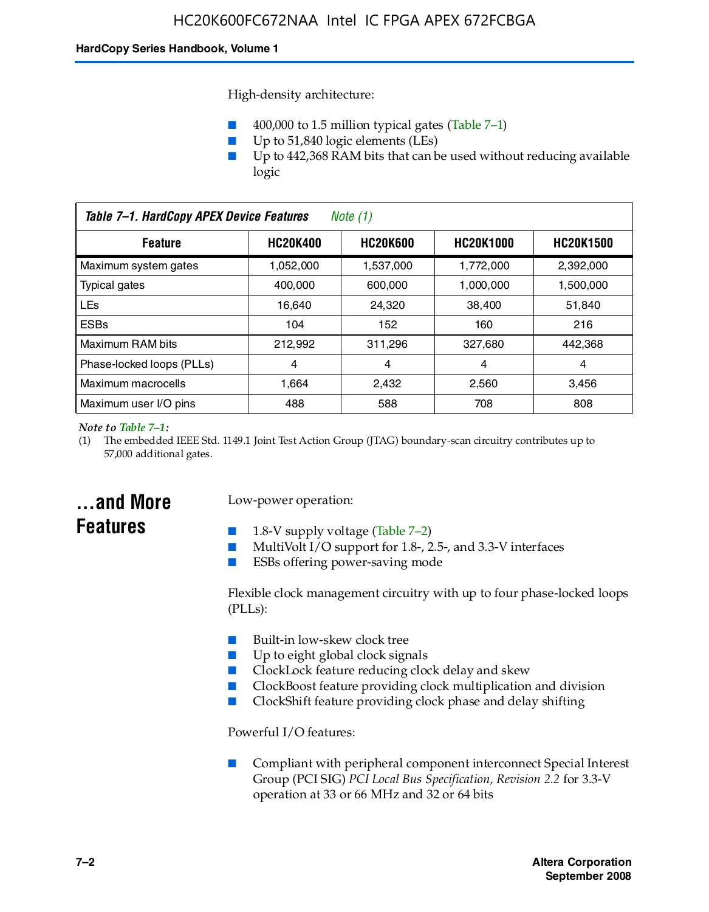High-density architecture:

- 400,000 to 1.5 million typical gates (Table 7–1)
- Up to 51,840 logic elements (LEs)
- Up to 442,368 RAM bits that can be used without reducing available logic

*Table 7–1. HardCopy APEX Device Features Note (1)*

| Feature | HC20K400 | HC20K600 | HC20K1000 | HC20K1500 |
|---|---|---|---|---|
| Maximum system gates | 1,052,000 | 1,537,000 | 1,772,000 | 2,392,000 |
| Typical gates | 400,000 | 600,000 | 1,000,000 | 1,500,000 |
| LEs | 16,640 | 24,320 | 38,400 | 51,840 |
| ESBs | 104 | 152 | 160 | 216 |
| Maximum RAM bits | 212,992 | 311,296 | 327,680 | 442,368 |
| Phase-locked loops (PLLs) | 4 | 4 | 4 | 4 |
| Maximum macrocells | 1,664 | 2,432 | 2,560 | 3,456 |
| Maximum user I/O pins | 488 | 588 | 708 | 808 |

*Note to Table 7–1:*

(1) The embedded IEEE Std. 1149.1 Joint Test Action Group (JTAG) boundary-scan circuitry contributes up to 57,000 additional gates.

## ...and More Features

Low-power operation:

- 1.8-V supply voltage (Table 7–2)
- MultiVolt I/O support for 1.8-, 2.5-, and 3.3-V interfaces
- ESBs offering power-saving mode

Flexible clock management circuitry with up to four phase-locked loops (PLLs):

- Built-in low-skew clock tree
- Up to eight global clock signals
- ClockLock feature reducing clock delay and skew
- ClockBoost feature providing clock multiplication and division
- ClockShift feature providing clock phase and delay shifting

Powerful I/O features:

- Compliant with peripheral component interconnect Special Interest Group (PCI SIG) *PCI Local Bus Specification, Revision 2.2* for 3.3-V operation at 33 or 66 MHz and 32 or 64 bits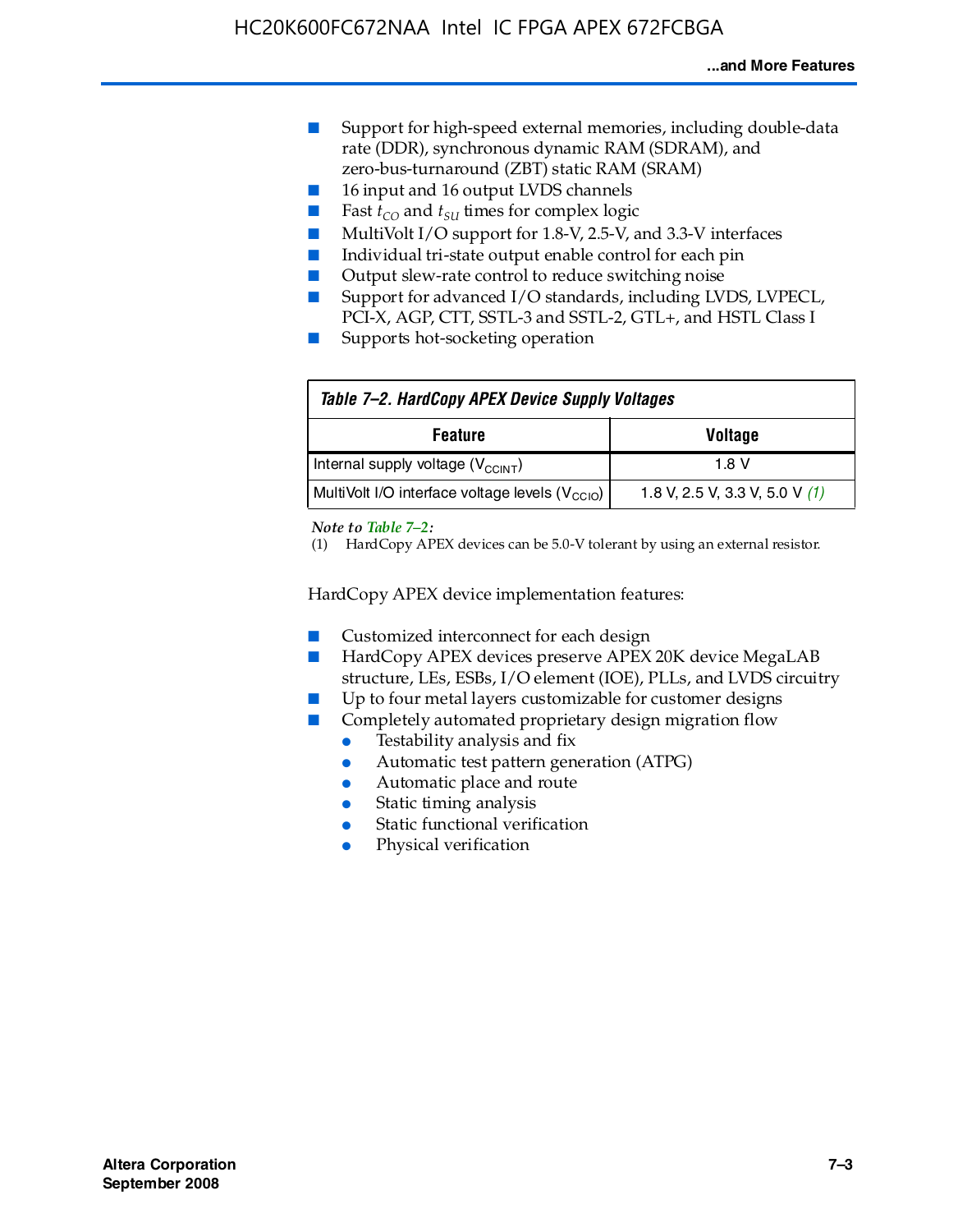- Support for high-speed external memories, including double-data rate (DDR), synchronous dynamic RAM (SDRAM), and zero-bus-turnaround (ZBT) static RAM (SRAM)
- 16 input and 16 output LVDS channels
- Fast $t_{CO}$ and $t_{SU}$ times for complex logic
- MultiVolt I/O support for 1.8-V, 2.5-V, and 3.3-V interfaces
- Individual tri-state output enable control for each pin
- Output slew-rate control to reduce switching noise
- Support for advanced I/O standards, including LVDS, LVPECL, PCI-X, AGP, CTT, SSTL-3 and SSTL-2, GTL+, and HSTL Class I
- Supports hot-socketing operation

**Table 7–2. HardCopy APEX Device Supply Voltages**

| Feature | Voltage |
|---|---|
| Internal supply voltage ($V_{CCINT}$) | 1.8 V |
| MultiVolt I/O interface voltage levels ($V_{CCIO}$) | 1.8 V, 2.5 V, 3.3 V, 5.0 V *(1)* |

*Note to Table 7–2:*

(1) HardCopy APEX devices can be 5.0-V tolerant by using an external resistor.

HardCopy APEX device implementation features:

- Customized interconnect for each design
- HardCopy APEX devices preserve APEX 20K device MegaLAB structure, LEs, ESBs, I/O element (IOE), PLLs, and LVDS circuitry
- Up to four metal layers customizable for customer designs
- Completely automated proprietary design migration flow
  - Testability analysis and fix
  - Automatic test pattern generation (ATPG)
  - Automatic place and route
  - Static timing analysis
  - Static functional verification
  - Physical verification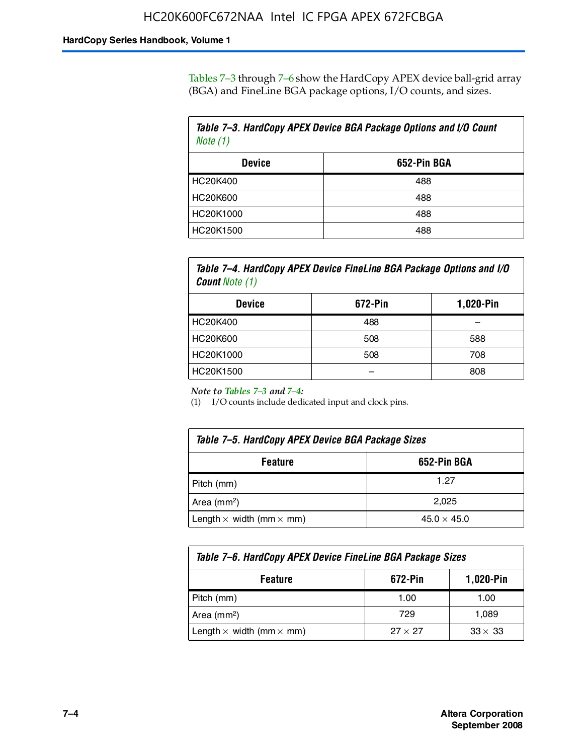Tables 7–3 through 7–6 show the HardCopy APEX device ball-grid array (BGA) and FineLine BGA package options, I/O counts, and sizes.

**Table 7–3. HardCopy APEX Device BGA Package Options and I/O Count** *Note (1)*

| Device | 652-Pin BGA |
|---|---|
| HC20K400 | 488 |
| HC20K600 | 488 |
| HC20K1000 | 488 |
| HC20K1500 | 488 |

**Table 7–4. HardCopy APEX Device FineLine BGA Package Options and I/O Count** *Note (1)*

| Device | 672-Pin | 1,020-Pin |
|---|---|---|
| HC20K400 | 488 | – |
| HC20K600 | 508 | 588 |
| HC20K1000 | 508 | 708 |
| HC20K1500 | – | 808 |

*Note to Tables 7–3 and 7–4:*

(1) I/O counts include dedicated input and clock pins.

**Table 7–5. HardCopy APEX Device BGA Package Sizes**

| Feature | 652-Pin BGA |
|---|---|
| Pitch (mm) | 1.27 |
| Area ($mm^2$) | 2,025 |
| Length × width (mm × mm) | 45.0 × 45.0 |

**Table 7–6. HardCopy APEX Device FineLine BGA Package Sizes**

| Feature | 672-Pin | 1,020-Pin |
|---|---|---|
| Pitch (mm) | 1.00 | 1.00 |
| Area ($mm^2$) | 729 | 1,089 |
| Length × width (mm × mm) | 27 × 27 | 33 × 33 |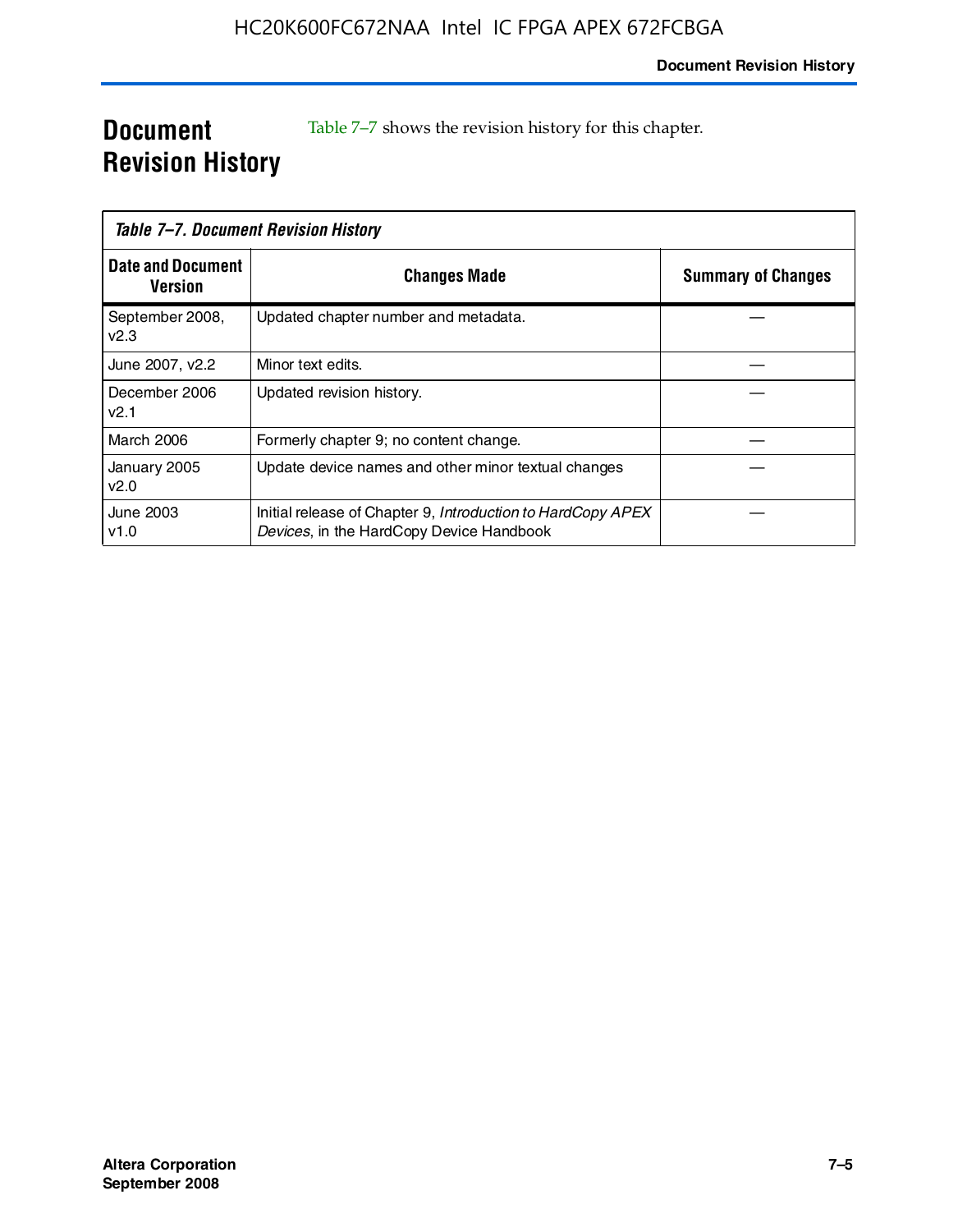# Document Revision History

Table 7–7 shows the revision history for this chapter.

*Table 7–7. Document Revision History*

| Date and Document Version | Changes Made | Summary of Changes |
|---|---|---|
| September 2008, v2.3 | Updated chapter number and metadata. | — |
| June 2007, v2.2 | Minor text edits. | — |
| December 2006 v2.1 | Updated revision history. | — |
| March 2006 | Formerly chapter 9; no content change. | — |
| January 2005 v2.0 | Update device names and other minor textual changes | — |
| June 2003 v1.0 | Initial release of Chapter 9, *Introduction to HardCopy APEX Devices*, in the HardCopy Device Handbook | — |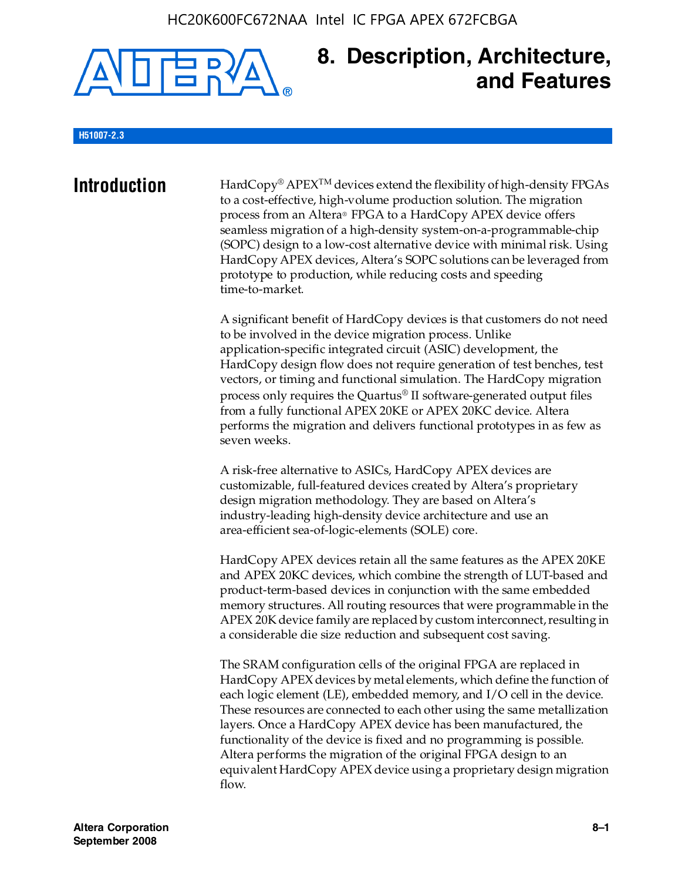# 8. Description, Architecture, and Features

H51007-2.3

## Introduction

HardCopy® APEX™ devices extend the flexibility of high-density FPGAs to a cost-effective, high-volume production solution. The migration process from an Altera® FPGA to a HardCopy APEX device offers seamless migration of a high-density system-on-a-programmable-chip (SOPC) design to a low-cost alternative device with minimal risk. Using HardCopy APEX devices, Altera's SOPC solutions can be leveraged from prototype to production, while reducing costs and speeding time-to-market.

A significant benefit of HardCopy devices is that customers do not need to be involved in the device migration process. Unlike application-specific integrated circuit (ASIC) development, the HardCopy design flow does not require generation of test benches, test vectors, or timing and functional simulation. The HardCopy migration process only requires the Quartus® II software-generated output files from a fully functional APEX 20KE or APEX 20KC device. Altera performs the migration and delivers functional prototypes in as few as seven weeks.

A risk-free alternative to ASICs, HardCopy APEX devices are customizable, full-featured devices created by Altera's proprietary design migration methodology. They are based on Altera's industry-leading high-density device architecture and use an area-efficient sea-of-logic-elements (SOLE) core.

HardCopy APEX devices retain all the same features as the APEX 20KE and APEX 20KC devices, which combine the strength of LUT-based and product-term-based devices in conjunction with the same embedded memory structures. All routing resources that were programmable in the APEX 20K device family are replaced by custom interconnect, resulting in a considerable die size reduction and subsequent cost saving.

The SRAM configuration cells of the original FPGA are replaced in HardCopy APEX devices by metal elements, which define the function of each logic element (LE), embedded memory, and I/O cell in the device. These resources are connected to each other using the same metallization layers. Once a HardCopy APEX device has been manufactured, the functionality of the device is fixed and no programming is possible. Altera performs the migration of the original FPGA design to an equivalent HardCopy APEX device using a proprietary design migration flow.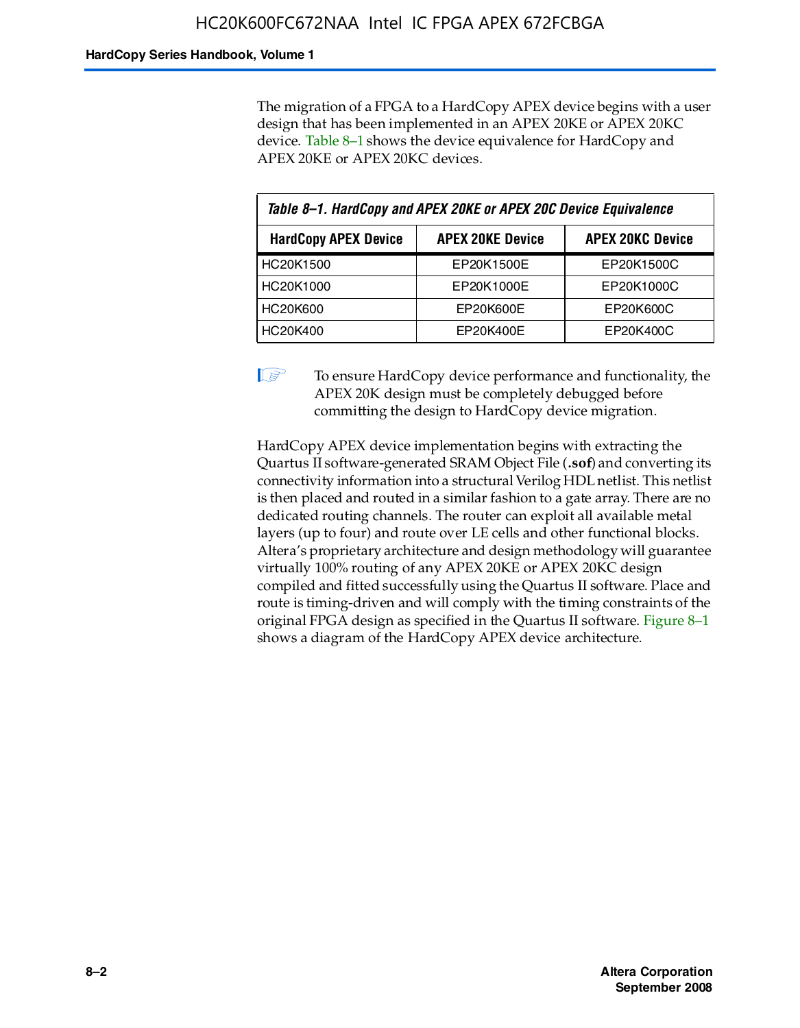The migration of a FPGA to a HardCopy APEX device begins with a user design that has been implemented in an APEX 20KE or APEX 20KC device. Table 8–1 shows the device equivalence for HardCopy and APEX 20KE or APEX 20KC devices.

*Table 8–1. HardCopy and APEX 20KE or APEX 20C Device Equivalence*

| HardCopy APEX Device | APEX 20KE Device | APEX 20KC Device |
|---|---|---|
| HC20K1500 | EP20K1500E | EP20K1500C |
| HC20K1000 | EP20K1000E | EP20K1000C |
| HC20K600 | EP20K600E | EP20K600C |
| HC20K400 | EP20K400E | EP20K400C |

To ensure HardCopy device performance and functionality, the APEX 20K design must be completely debugged before committing the design to HardCopy device migration.

HardCopy APEX device implementation begins with extracting the Quartus II software-generated SRAM Object File (**.sof**) and converting its connectivity information into a structural Verilog HDL netlist. This netlist is then placed and routed in a similar fashion to a gate array. There are no dedicated routing channels. The router can exploit all available metal layers (up to four) and route over LE cells and other functional blocks. Altera's proprietary architecture and design methodology will guarantee virtually 100% routing of any APEX 20KE or APEX 20KC design compiled and fitted successfully using the Quartus II software. Place and route is timing-driven and will comply with the timing constraints of the original FPGA design as specified in the Quartus II software. Figure 8–1 shows a diagram of the HardCopy APEX device architecture.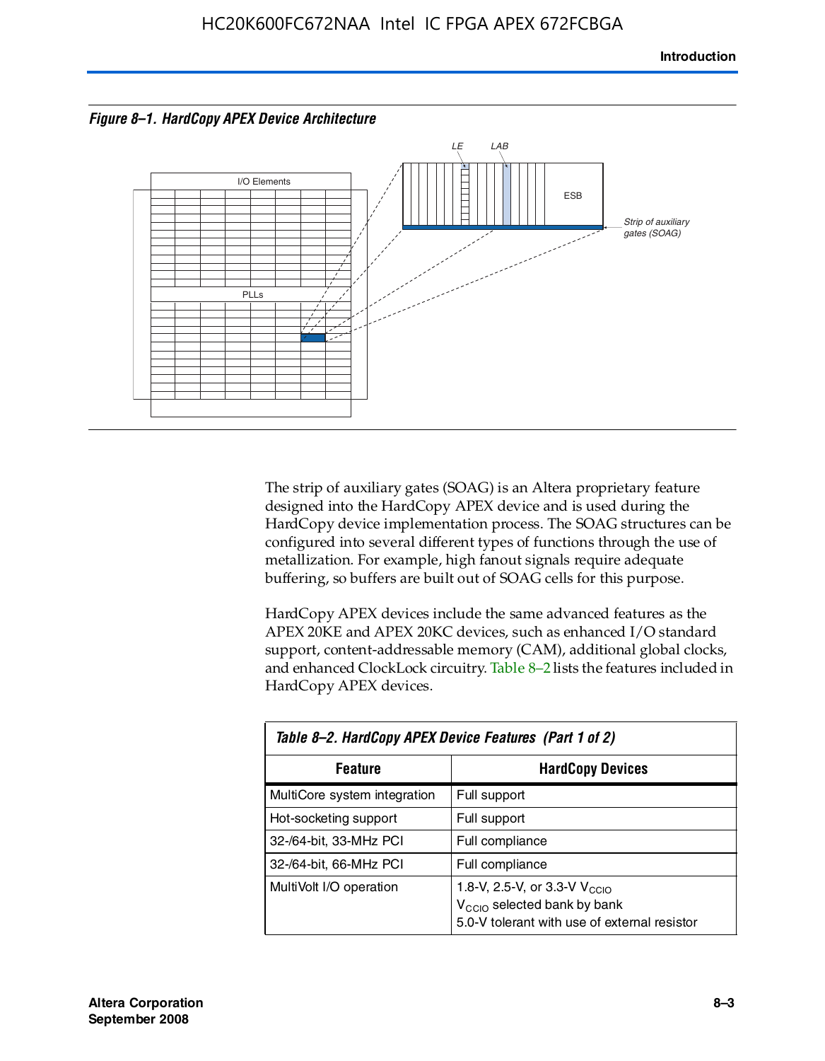*Figure 8–1. HardCopy APEX Device Architecture*

The strip of auxiliary gates (SOAG) is an Altera proprietary feature designed into the HardCopy APEX device and is used during the HardCopy device implementation process. The SOAG structures can be configured into several different types of functions through the use of metallization. For example, high fanout signals require adequate buffering, so buffers are built out of SOAG cells for this purpose.

HardCopy APEX devices include the same advanced features as the APEX 20KE and APEX 20KC devices, such as enhanced I/O standard support, content-addressable memory (CAM), additional global clocks, and enhanced ClockLock circuitry. Table 8–2 lists the features included in HardCopy APEX devices.

*Table 8–2. HardCopy APEX Device Features (Part 1 of 2)*

| Feature | HardCopy Devices |
|---|---|
| MultiCore system integration | Full support |
| Hot-socketing support | Full support |
| 32-/64-bit, 33-MHz PCI | Full compliance |
| 32-/64-bit, 66-MHz PCI | Full compliance |
| MultiVolt I/O operation | 1.8-V, 2.5-V, or 3.3-V $V_{CCIO}$<br>$V_{CCIO}$ selected bank by bank<br>5.0-V tolerant with use of external resistor |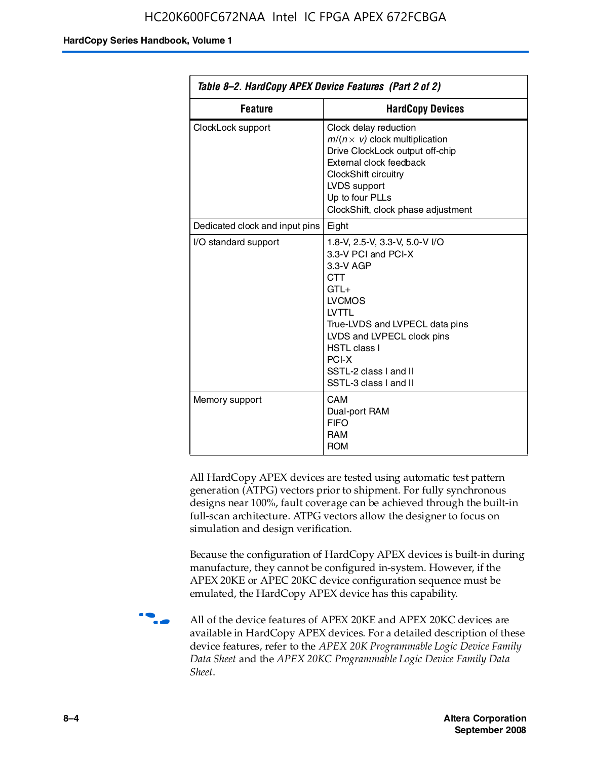*Table 8–2. HardCopy APEX Device Features (Part 2 of 2)*

| Feature | HardCopy Devices |
|---|---|
| ClockLock support | Clock delay reduction<br>$m/(n \times v)$ clock multiplication<br>Drive ClockLock output off-chip<br>External clock feedback<br>ClockShift circuitry<br>LVDS support<br>Up to four PLLs<br>ClockShift, clock phase adjustment |
| Dedicated clock and input pins | Eight |
| I/O standard support | 1.8-V, 2.5-V, 3.3-V, 5.0-V I/O<br>3.3-V PCI and PCI-X<br>3.3-V AGP<br>CTT<br>GTL+<br>LVCMOS<br>LVTTL<br>True-LVDS and LVPECL data pins<br>LVDS and LVPECL clock pins<br>HSTL class I<br>PCI-X<br>SSTL-2 class I and II<br>SSTL-3 class I and II |
| Memory support | CAM<br>Dual-port RAM<br>FIFO<br>RAM<br>ROM |

All HardCopy APEX devices are tested using automatic test pattern generation (ATPG) vectors prior to shipment. For fully synchronous designs near 100%, fault coverage can be achieved through the built-in full-scan architecture. ATPG vectors allow the designer to focus on simulation and design verification.

Because the configuration of HardCopy APEX devices is built-in during manufacture, they cannot be configured in-system. However, if the APEX 20KE or APEC 20KC device configuration sequence must be emulated, the HardCopy APEX device has this capability.

All of the device features of APEX 20KE and APEX 20KC devices are available in HardCopy APEX devices. For a detailed description of these device features, refer to the *APEX 20K Programmable Logic Device Family Data Sheet* and the *APEX 20KC Programmable Logic Device Family Data Sheet*.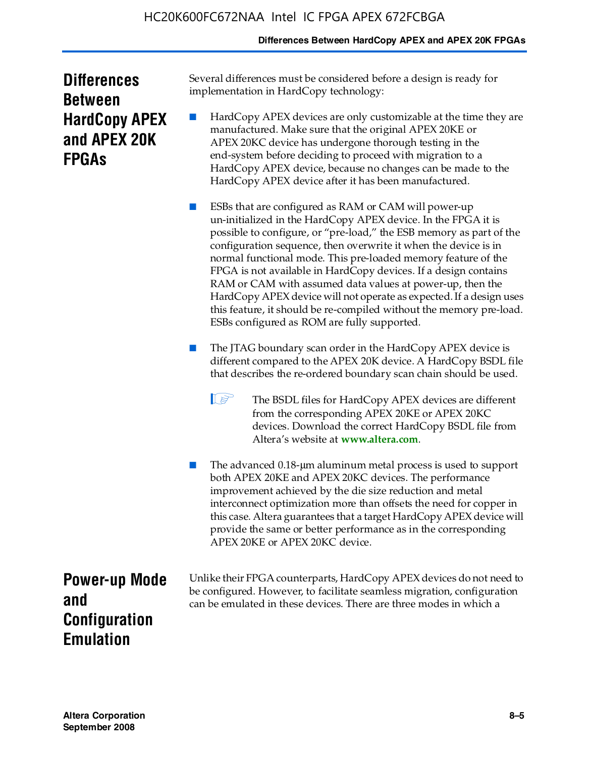## Differences Between HardCopy APEX and APEX 20K FPGAs

Several differences must be considered before a design is ready for implementation in HardCopy technology:

- HardCopy APEX devices are only customizable at the time they are manufactured. Make sure that the original APEX 20KE or APEX 20KC device has undergone thorough testing in the end-system before deciding to proceed with migration to a HardCopy APEX device, because no changes can be made to the HardCopy APEX device after it has been manufactured.

- ESBs that are configured as RAM or CAM will power-up un-initialized in the HardCopy APEX device. In the FPGA it is possible to configure, or "pre-load," the ESB memory as part of the configuration sequence, then overwrite it when the device is in normal functional mode. This pre-loaded memory feature of the FPGA is not available in HardCopy devices. If a design contains RAM or CAM with assumed data values at power-up, then the HardCopy APEX device will not operate as expected. If a design uses this feature, it should be re-compiled without the memory pre-load. ESBs configured as ROM are fully supported.

- The JTAG boundary scan order in the HardCopy APEX device is different compared to the APEX 20K device. A HardCopy BSDL file that describes the re-ordered boundary scan chain should be used.

  > The BSDL files for HardCopy APEX devices are different from the corresponding APEX 20KE or APEX 20KC devices. Download the correct HardCopy BSDL file from Altera's website at **www.altera.com**.

- The advanced 0.18-µm aluminum metal process is used to support both APEX 20KE and APEX 20KC devices. The performance improvement achieved by the die size reduction and metal interconnect optimization more than offsets the need for copper in this case. Altera guarantees that a target HardCopy APEX device will provide the same or better performance as in the corresponding APEX 20KE or APEX 20KC device.

## Power-up Mode and Configuration Emulation

Unlike their FPGA counterparts, HardCopy APEX devices do not need to be configured. However, to facilitate seamless migration, configuration can be emulated in these devices. There are three modes in which a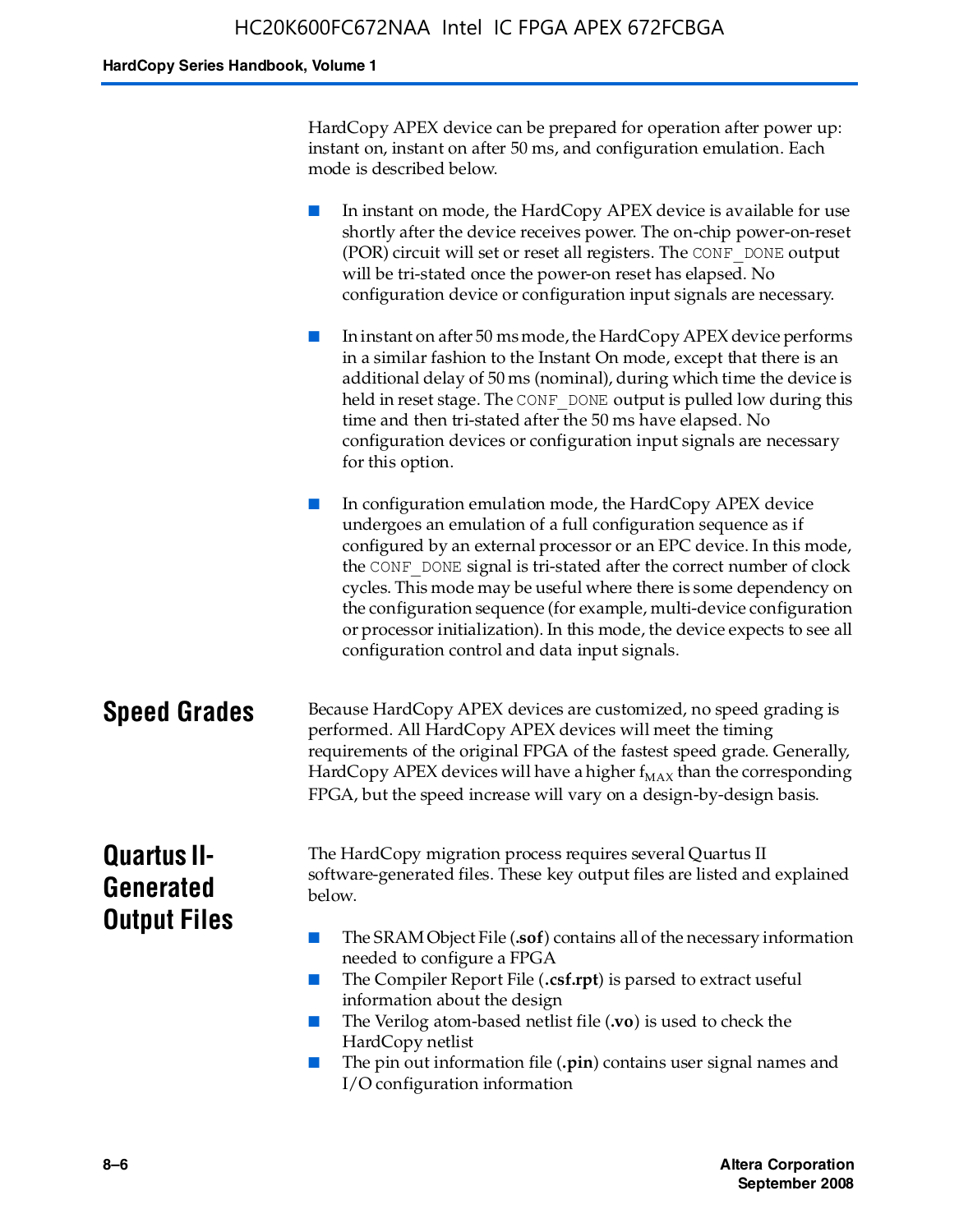HardCopy APEX device can be prepared for operation after power up: instant on, instant on after 50 ms, and configuration emulation. Each mode is described below.

- In instant on mode, the HardCopy APEX device is available for use shortly after the device receives power. The on-chip power-on-reset (POR) circuit will set or reset all registers. The `CONF_DONE` output will be tri-stated once the power-on reset has elapsed. No configuration device or configuration input signals are necessary.

- In instant on after 50 ms mode, the HardCopy APEX device performs in a similar fashion to the Instant On mode, except that there is an additional delay of 50 ms (nominal), during which time the device is held in reset stage. The `CONF_DONE` output is pulled low during this time and then tri-stated after the 50 ms have elapsed. No configuration devices or configuration input signals are necessary for this option.

- In configuration emulation mode, the HardCopy APEX device undergoes an emulation of a full configuration sequence as if configured by an external processor or an EPC device. In this mode, the `CONF_DONE` signal is tri-stated after the correct number of clock cycles. This mode may be useful where there is some dependency on the configuration sequence (for example, multi-device configuration or processor initialization). In this mode, the device expects to see all configuration control and data input signals.

## Speed Grades

Because HardCopy APEX devices are customized, no speed grading is performed. All HardCopy APEX devices will meet the timing requirements of the original FPGA of the fastest speed grade. Generally, HardCopy APEX devices will have a higher $f_{MAX}$ than the corresponding FPGA, but the speed increase will vary on a design-by-design basis.

## Quartus II-Generated Output Files

The HardCopy migration process requires several Quartus II software-generated files. These key output files are listed and explained below.

- The SRAM Object File (**.sof**) contains all of the necessary information needed to configure a FPGA
- The Compiler Report File (**.csf.rpt**) is parsed to extract useful information about the design
- The Verilog atom-based netlist file (**.vo**) is used to check the HardCopy netlist
- The pin out information file (**.pin**) contains user signal names and I/O configuration information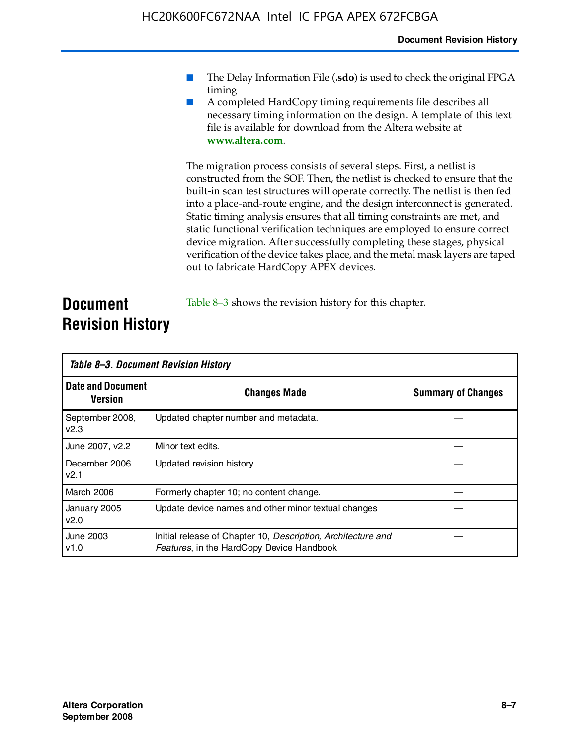- The Delay Information File (**.sdo**) is used to check the original FPGA timing
- A completed HardCopy timing requirements file describes all necessary timing information on the design. A template of this text file is available for download from the Altera website at **www.altera.com**.

The migration process consists of several steps. First, a netlist is constructed from the SOF. Then, the netlist is checked to ensure that the built-in scan test structures will operate correctly. The netlist is then fed into a place-and-route engine, and the design interconnect is generated. Static timing analysis ensures that all timing constraints are met, and static functional verification techniques are employed to ensure correct device migration. After successfully completing these stages, physical verification of the device takes place, and the metal mask layers are taped out to fabricate HardCopy APEX devices.

## Document Revision History

Table 8–3 shows the revision history for this chapter.

*Table 8–3. Document Revision History*

| Date and Document Version | Changes Made | Summary of Changes |
|---|---|---|
| September 2008, v2.3 | Updated chapter number and metadata. | — |
| June 2007, v2.2 | Minor text edits. | — |
| December 2006 v2.1 | Updated revision history. | — |
| March 2006 | Formerly chapter 10; no content change. | — |
| January 2005 v2.0 | Update device names and other minor textual changes | — |
| June 2003 v1.0 | Initial release of Chapter 10, *Description, Architecture and Features*, in the HardCopy Device Handbook | — |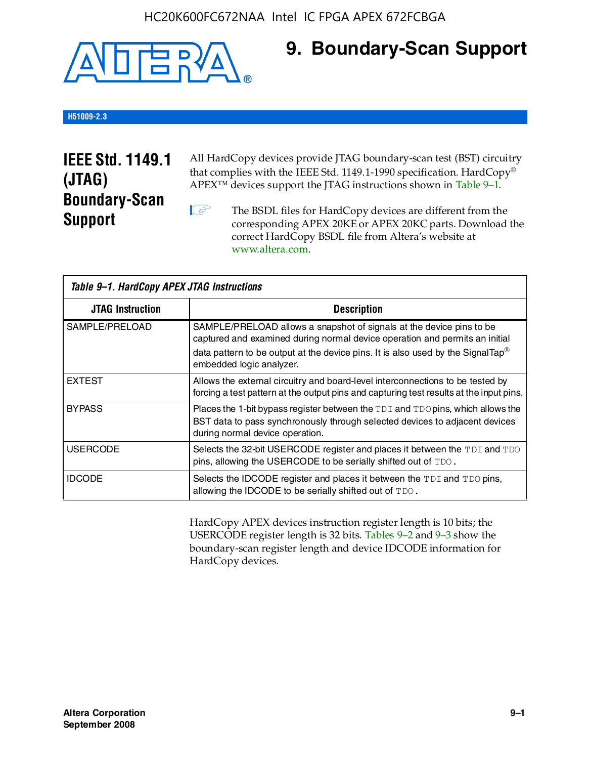# 9. Boundary-Scan Support

**H51009-2.3**

## IEEE Std. 1149.1 (JTAG) Boundary-Scan Support

All HardCopy devices provide JTAG boundary-scan test (BST) circuitry that complies with the IEEE Std. 1149.1-1990 specification. HardCopy® APEX™ devices support the JTAG instructions shown in Table 9–1.

The BSDL files for HardCopy devices are different from the corresponding APEX 20KE or APEX 20KC parts. Download the correct HardCopy BSDL file from Altera's website at www.altera.com.

*Table 9–1. HardCopy APEX JTAG Instructions*

| JTAG Instruction | Description |
|---|---|
| SAMPLE/PRELOAD | SAMPLE/PRELOAD allows a snapshot of signals at the device pins to be captured and examined during normal device operation and permits an initial data pattern to be output at the device pins. It is also used by the SignalTap® embedded logic analyzer. |
| EXTEST | Allows the external circuitry and board-level interconnections to be tested by forcing a test pattern at the output pins and capturing test results at the input pins. |
| BYPASS | Places the 1-bit bypass register between the TDI and TDO pins, which allows the BST data to pass synchronously through selected devices to adjacent devices during normal device operation. |
| USERCODE | Selects the 32-bit USERCODE register and places it between the TDI and TDO pins, allowing the USERCODE to be serially shifted out of TDO. |
| IDCODE | Selects the IDCODE register and places it between the TDI and TDO pins, allowing the IDCODE to be serially shifted out of TDO. |

HardCopy APEX devices instruction register length is 10 bits; the USERCODE register length is 32 bits. Tables 9–2 and 9–3 show the boundary-scan register length and device IDCODE information for HardCopy devices.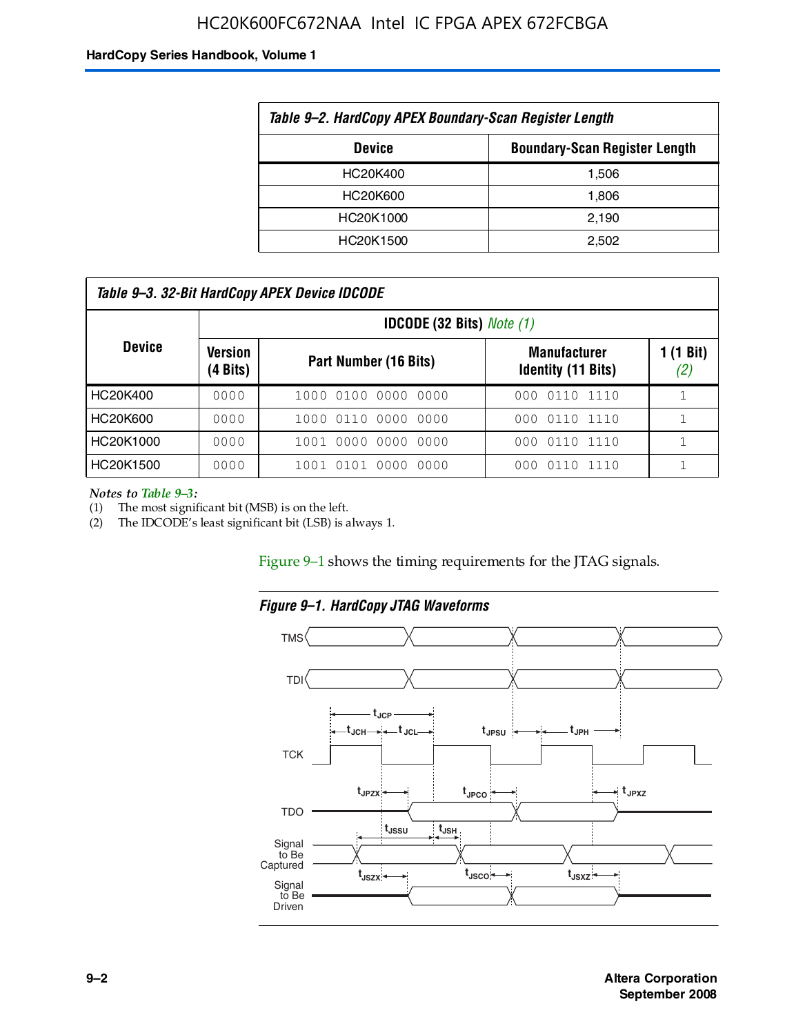**Table 9–2. HardCopy APEX Boundary-Scan Register Length**

| Device | Boundary-Scan Register Length |
|---|---|
| HC20K400 | 1,506 |
| HC20K600 | 1,806 |
| HC20K1000 | 2,190 |
| HC20K1500 | 2,502 |

**Table 9–3. 32-Bit HardCopy APEX Device IDCODE**

| Device | IDCODE (32 Bits) *Note (1)* | | | |
|---|---|---|---|---|
| | Version (4 Bits) | Part Number (16 Bits) | Manufacturer Identity (11 Bits) | 1 (1 Bit) *(2)* |
| HC20K400 | 0000 | 1000 0100 0000 0000 | 000 0110 1110 | 1 |
| HC20K600 | 0000 | 1000 0110 0000 0000 | 000 0110 1110 | 1 |
| HC20K1000 | 0000 | 1001 0000 0000 0000 | 000 0110 1110 | 1 |
| HC20K1500 | 0000 | 1001 0101 0000 0000 | 000 0110 1110 | 1 |

*Notes to Table 9–3:*
(1) The most significant bit (MSB) is on the left.
(2) The IDCODE's least significant bit (LSB) is always 1.

Figure 9–1 shows the timing requirements for the JTAG signals.

**Figure 9–1. HardCopy JTAG Waveforms**

TMS

TDI

$t_{JCP}$

$t_{JCH}$ $t_{JCL}$ $t_{JPSU}$ $t_{JPH}$

TCK

$t_{JPZX}$ $t_{JPCO}$ $t_{JPXZ}$

TDO

$t_{JSSU}$ $t_{JSH}$

Signal to Be Captured

$t_{JSZX}$ $t_{JSCO}$ $t_{JSXZ}$

Signal to Be Driven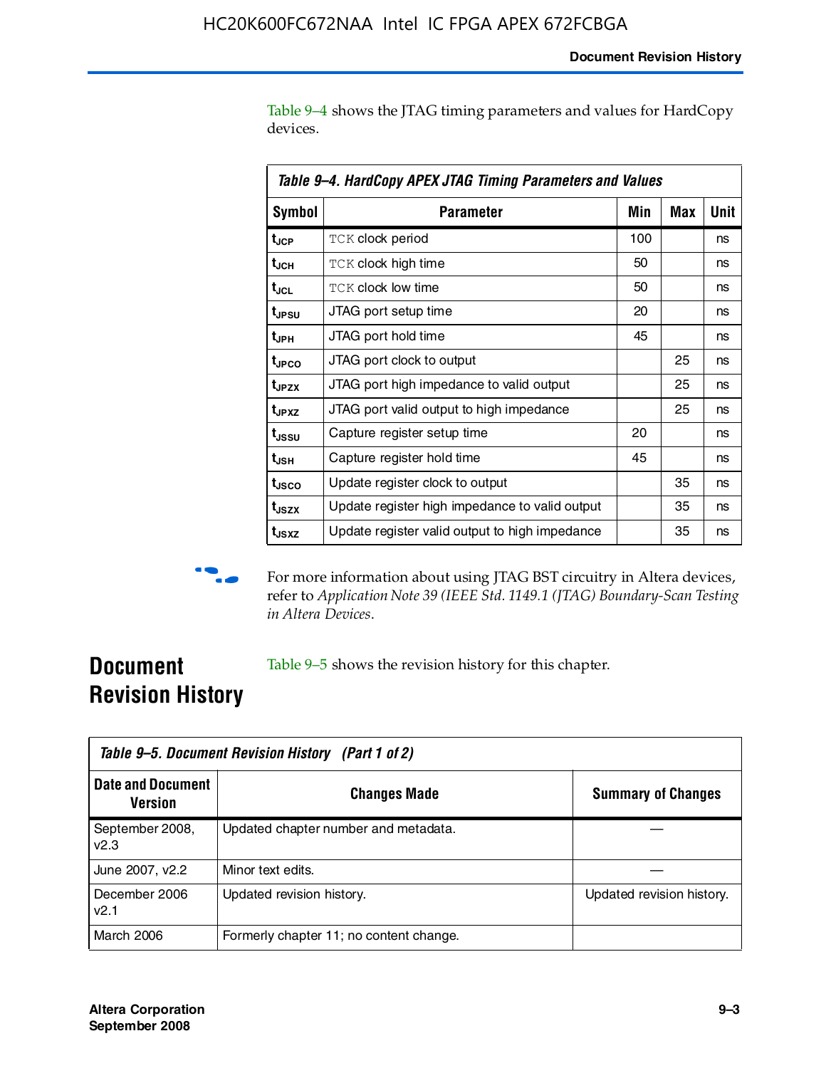Table 9–4 shows the JTAG timing parameters and values for HardCopy devices.

**Table 9–4. HardCopy APEX JTAG Timing Parameters and Values**

| Symbol | Parameter | Min | Max | Unit |
|---|---|---|---|---|
| $t_{JCP}$ | TCK clock period | 100 | | ns |
| $t_{JCH}$ | TCK clock high time | 50 | | ns |
| $t_{JCL}$ | TCK clock low time | 50 | | ns |
| $t_{JPSU}$ | JTAG port setup time | 20 | | ns |
| $t_{JPH}$ | JTAG port hold time | 45 | | ns |
| $t_{JPCO}$ | JTAG port clock to output | | 25 | ns |
| $t_{JPZX}$ | JTAG port high impedance to valid output | | 25 | ns |
| $t_{JPXZ}$ | JTAG port valid output to high impedance | | 25 | ns |
| $t_{JSSU}$ | Capture register setup time | 20 | | ns |
| $t_{JSH}$ | Capture register hold time | 45 | | ns |
| $t_{JSCO}$ | Update register clock to output | | 35 | ns |
| $t_{JSZX}$ | Update register high impedance to valid output | | 35 | ns |
| $t_{JSXZ}$ | Update register valid output to high impedance | | 35 | ns |

For more information about using JTAG BST circuitry in Altera devices, refer to *Application Note 39 (IEEE Std. 1149.1 (JTAG) Boundary-Scan Testing in Altera Devices*.

## Document Revision History

Table 9–5 shows the revision history for this chapter.

**Table 9–5. Document Revision History (Part 1 of 2)**

| Date and Document Version | Changes Made | Summary of Changes |
|---|---|---|
| September 2008, v2.3 | Updated chapter number and metadata. | — |
| June 2007, v2.2 | Minor text edits. | — |
| December 2006 v2.1 | Updated revision history. | Updated revision history. |
| March 2006 | Formerly chapter 11; no content change. | |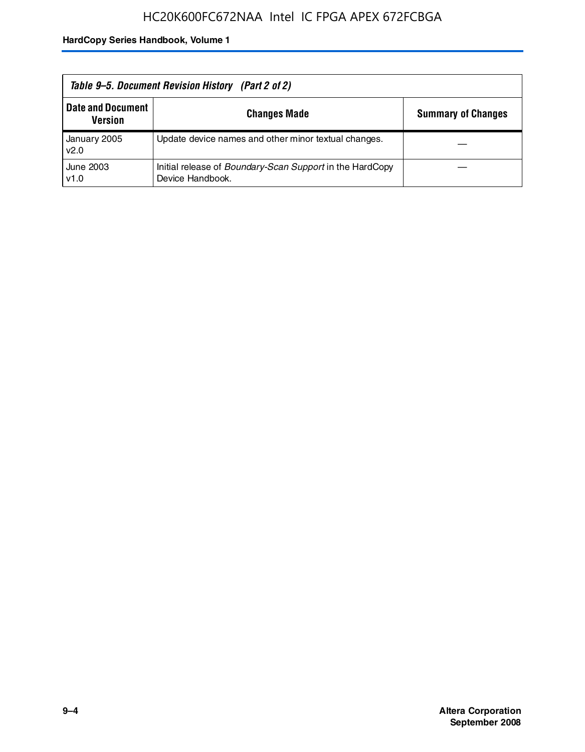Table 9–5. Document Revision History (Part 2 of 2)

| Date and Document Version | Changes Made | Summary of Changes |
|---|---|---|
| January 2005 v2.0 | Update device names and other minor textual changes. | — |
| June 2003 v1.0 | Initial release of *Boundary-Scan Support* in the HardCopy Device Handbook. | — |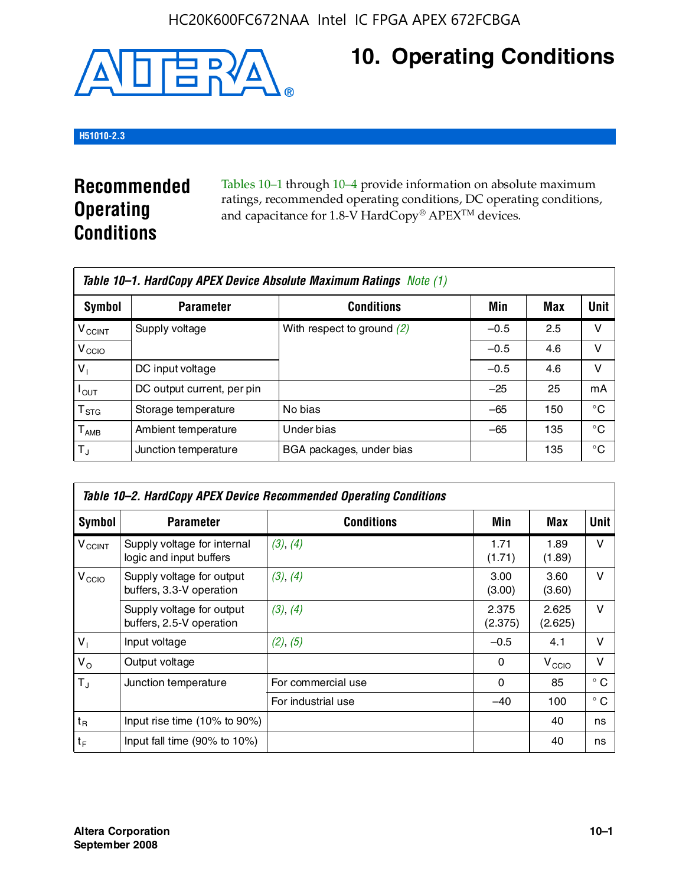# 10. Operating Conditions

H51010-2.3

## Recommended Operating Conditions

Tables 10–1 through 10–4 provide information on absolute maximum ratings, recommended operating conditions, DC operating conditions, and capacitance for 1.8-V HardCopy® APEX™ devices.

**Table 10–1. HardCopy APEX Device Absolute Maximum Ratings** *Note (1)*

| Symbol | Parameter | Conditions | Min | Max | Unit |
|---|---|---|---|---|---|
| $V_{CCINT}$ | Supply voltage | With respect to ground *(2)* | –0.5 | 2.5 | V |
| $V_{CCIO}$ | | | –0.5 | 4.6 | V |
| $V_I$ | DC input voltage | | –0.5 | 4.6 | V |
| $I_{OUT}$ | DC output current, per pin | | –25 | 25 | mA |
| $T_{STG}$ | Storage temperature | No bias | –65 | 150 | °C |
| $T_{AMB}$ | Ambient temperature | Under bias | –65 | 135 | °C |
| $T_J$ | Junction temperature | BGA packages, under bias | | 135 | °C |

**Table 10–2. HardCopy APEX Device Recommended Operating Conditions**

| Symbol | Parameter | Conditions | Min | Max | Unit |
|---|---|---|---|---|---|
| $V_{CCINT}$ | Supply voltage for internal logic and input buffers | *(3)*, *(4)* | 1.71 (1.71) | 1.89 (1.89) | V |
| $V_{CCIO}$ | Supply voltage for output buffers, 3.3-V operation | *(3)*, *(4)* | 3.00 (3.00) | 3.60 (3.60) | V |
| | Supply voltage for output buffers, 2.5-V operation | *(3)*, *(4)* | 2.375 (2.375) | 2.625 (2.625) | V |
| $V_I$ | Input voltage | *(2)*, *(5)* | –0.5 | 4.1 | V |
| $V_O$ | Output voltage | | 0 | $V_{CCIO}$ | V |
| $T_J$ | Junction temperature | For commercial use | 0 | 85 | ° C |
| | | For industrial use | –40 | 100 | ° C |
| $t_R$ | Input rise time (10% to 90%) | | | 40 | ns |
| $t_F$ | Input fall time (90% to 10%) | | | 40 | ns |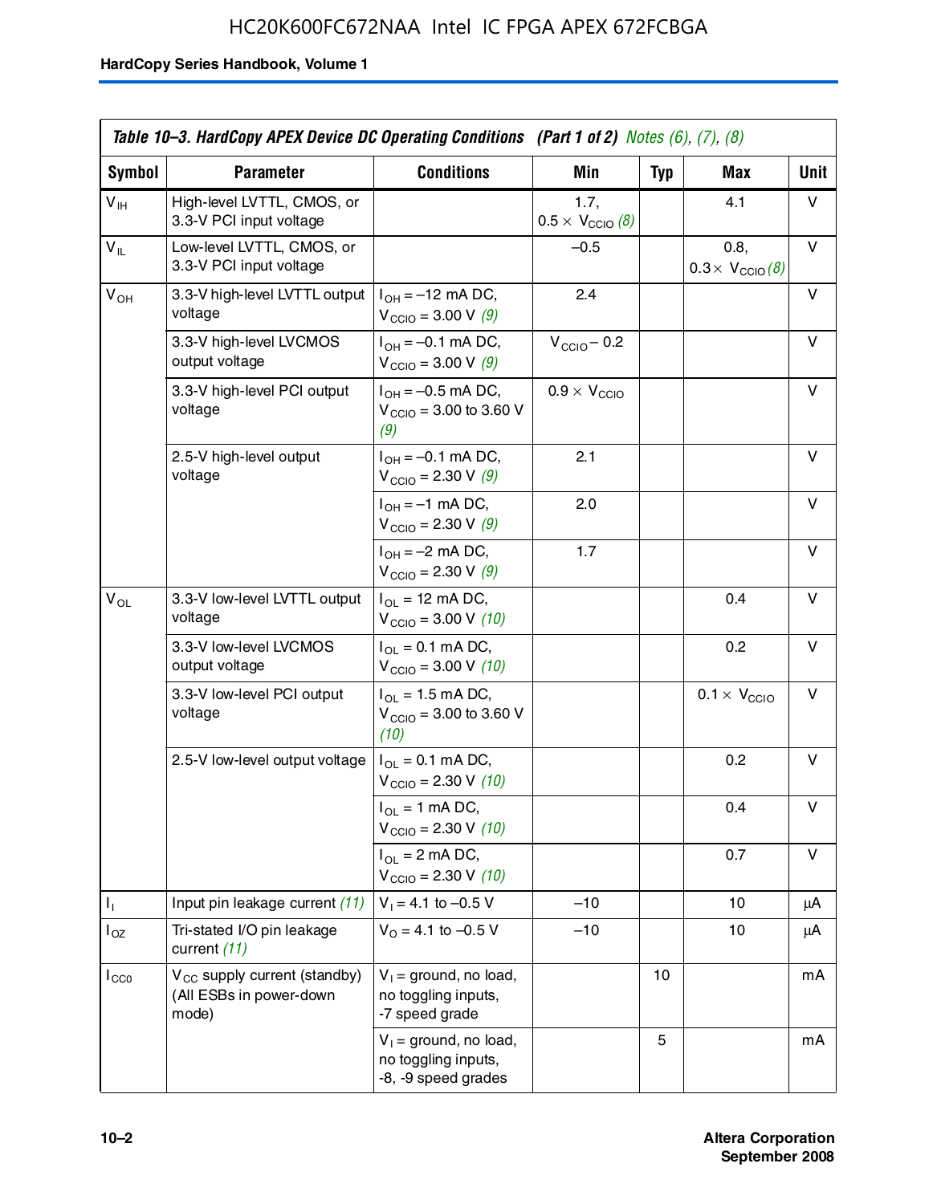**Table 10–3. HardCopy APEX Device DC Operating Conditions (Part 1 of 2)** *Notes (6), (7), (8)*

| Symbol | Parameter | Conditions | Min | Typ | Max | Unit |
|---|---|---|---|---|---|---|
| $V_{IH}$ | High-level LVTTL, CMOS, or 3.3-V PCI input voltage | | 1.7, $0.5 \times V_{CCIO}$ *(8)* | | 4.1 | V |
| $V_{IL}$ | Low-level LVTTL, CMOS, or 3.3-V PCI input voltage | | –0.5 | | 0.8, $0.3 \times V_{CCIO}$ *(8)* | V |
| $V_{OH}$ | 3.3-V high-level LVTTL output voltage | $I_{OH}$ = –12 mA DC, $V_{CCIO}$ = 3.00 V *(9)* | 2.4 | | | V |
| | 3.3-V high-level LVCMOS output voltage | $I_{OH}$ = –0.1 mA DC, $V_{CCIO}$ = 3.00 V *(9)* | $V_{CCIO}$ – 0.2 | | | V |
| | 3.3-V high-level PCI output voltage | $I_{OH}$ = –0.5 mA DC, $V_{CCIO}$ = 3.00 to 3.60 V *(9)* | $0.9 \times V_{CCIO}$ | | | V |
| | 2.5-V high-level output voltage | $I_{OH}$ = –0.1 mA DC, $V_{CCIO}$ = 2.30 V *(9)* | 2.1 | | | V |
| | | $I_{OH}$ = –1 mA DC, $V_{CCIO}$ = 2.30 V *(9)* | 2.0 | | | V |
| | | $I_{OH}$ = –2 mA DC, $V_{CCIO}$ = 2.30 V *(9)* | 1.7 | | | V |
| $V_{OL}$ | 3.3-V low-level LVTTL output voltage | $I_{OL}$ = 12 mA DC, $V_{CCIO}$ = 3.00 V *(10)* | | | 0.4 | V |
| | 3.3-V low-level LVCMOS output voltage | $I_{OL}$ = 0.1 mA DC, $V_{CCIO}$ = 3.00 V *(10)* | | | 0.2 | V |
| | 3.3-V low-level PCI output voltage | $I_{OL}$ = 1.5 mA DC, $V_{CCIO}$ = 3.00 to 3.60 V *(10)* | | | $0.1 \times V_{CCIO}$ | V |
| | 2.5-V low-level output voltage | $I_{OL}$ = 0.1 mA DC, $V_{CCIO}$ = 2.30 V *(10)* | | | 0.2 | V |
| | | $I_{OL}$ = 1 mA DC, $V_{CCIO}$ = 2.30 V *(10)* | | | 0.4 | V |
| | | $I_{OL}$ = 2 mA DC, $V_{CCIO}$ = 2.30 V *(10)* | | | 0.7 | V |
| $I_I$ | Input pin leakage current *(11)* | $V_I$ = 4.1 to –0.5 V | –10 | | 10 | µA |
| $I_{OZ}$ | Tri-stated I/O pin leakage current *(11)* | $V_O$ = 4.1 to –0.5 V | –10 | | 10 | µA |
| $I_{CC0}$ | $V_{CC}$ supply current (standby) (All ESBs in power-down mode) | $V_I$ = ground, no load, no toggling inputs, -7 speed grade | | 10 | | mA |
| | | $V_I$ = ground, no load, no toggling inputs, -8, -9 speed grades | | 5 | | mA |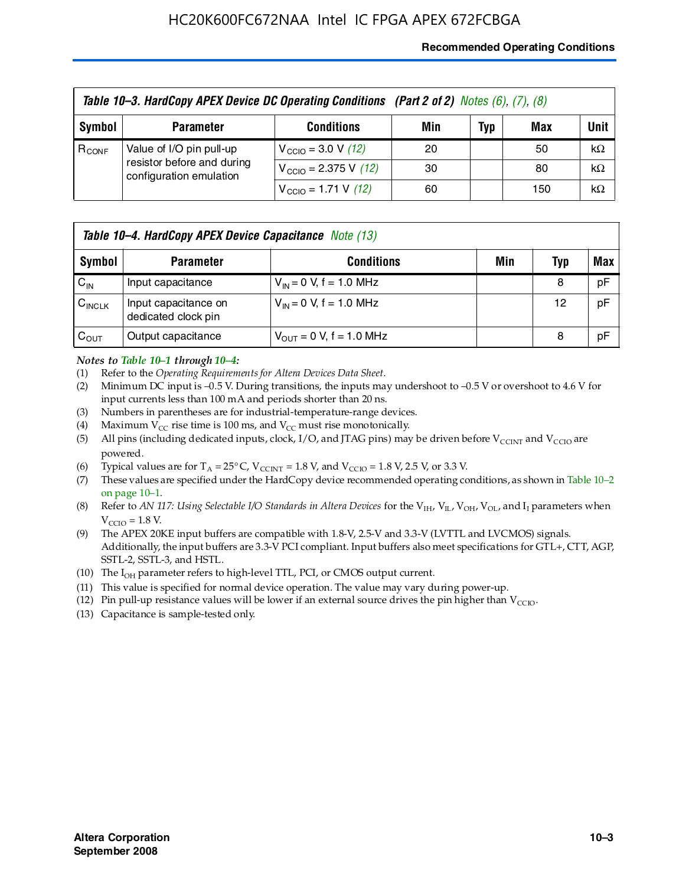**Table 10–3. HardCopy APEX Device DC Operating Conditions (Part 2 of 2)** *Notes (6), (7), (8)*

| Symbol | Parameter | Conditions | Min | Typ | Max | Unit |
|---|---|---|---|---|---|---|
| $R_{CONF}$ | Value of I/O pin pull-up resistor before and during configuration emulation | $V_{CCIO}$ = 3.0 V *(12)* | 20 | | 50 | kΩ |
| | | $V_{CCIO}$ = 2.375 V *(12)* | 30 | | 80 | kΩ |
| | | $V_{CCIO}$ = 1.71 V *(12)* | 60 | | 150 | kΩ |

**Table 10–4. HardCopy APEX Device Capacitance** *Note (13)*

| Symbol | Parameter | Conditions | Min | Typ | Max |
|---|---|---|---|---|---|
| $C_{IN}$ | Input capacitance | $V_{IN}$ = 0 V, f = 1.0 MHz | | 8 | pF |
| $C_{INCLK}$ | Input capacitance on dedicated clock pin | $V_{IN}$ = 0 V, f = 1.0 MHz | | 12 | pF |
| $C_{OUT}$ | Output capacitance | $V_{OUT}$ = 0 V, f = 1.0 MHz | | 8 | pF |

***Notes to Table 10–1 through 10–4:***

(1) Refer to the *Operating Requirements for Altera Devices Data Sheet*.
(2) Minimum DC input is –0.5 V. During transitions, the inputs may undershoot to –0.5 V or overshoot to 4.6 V for input currents less than 100 mA and periods shorter than 20 ns.
(3) Numbers in parentheses are for industrial-temperature-range devices.
(4) Maximum $V_{CC}$ rise time is 100 ms, and $V_{CC}$ must rise monotonically.
(5) All pins (including dedicated inputs, clock, I/O, and JTAG pins) may be driven before $V_{CCINT}$ and $V_{CCIO}$ are powered.
(6) Typical values are for $T_A$ = 25° C, $V_{CCINT}$ = 1.8 V, and $V_{CCIO}$ = 1.8 V, 2.5 V, or 3.3 V.
(7) These values are specified under the HardCopy device recommended operating conditions, as shown in Table 10–2 on page 10–1.
(8) Refer to *AN 117: Using Selectable I/O Standards in Altera Devices* for the $V_{IH}$, $V_{IL}$, $V_{OH}$, $V_{OL}$, and $I_I$ parameters when $V_{CCIO}$ = 1.8 V.
(9) The APEX 20KE input buffers are compatible with 1.8-V, 2.5-V and 3.3-V (LVTTL and LVCMOS) signals. Additionally, the input buffers are 3.3-V PCI compliant. Input buffers also meet specifications for GTL+, CTT, AGP, SSTL-2, SSTL-3, and HSTL.
(10) The $I_{OH}$ parameter refers to high-level TTL, PCI, or CMOS output current.
(11) This value is specified for normal device operation. The value may vary during power-up.
(12) Pin pull-up resistance values will be lower if an external source drives the pin higher than $V_{CCIO}$.
(13) Capacitance is sample-tested only.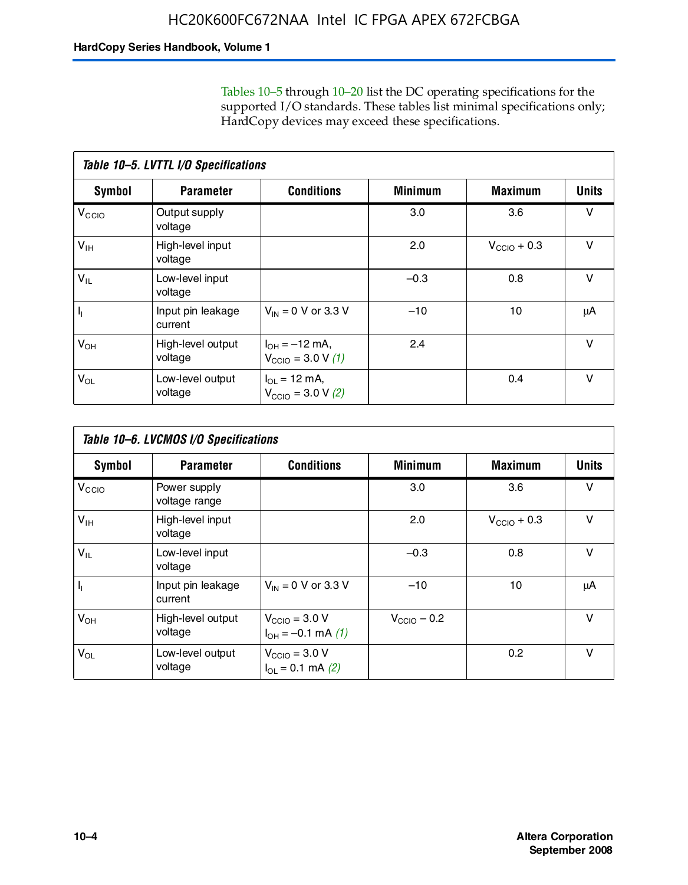Tables 10–5 through 10–20 list the DC operating specifications for the supported I/O standards. These tables list minimal specifications only; HardCopy devices may exceed these specifications.

**Table 10–5. LVTTL I/O Specifications**

| Symbol | Parameter | Conditions | Minimum | Maximum | Units |
|---|---|---|---|---|---|
| $V_{CCIO}$ | Output supply voltage | | 3.0 | 3.6 | V |
| $V_{IH}$ | High-level input voltage | | 2.0 | $V_{CCIO}$ + 0.3 | V |
| $V_{IL}$ | Low-level input voltage | | –0.3 | 0.8 | V |
| $I_I$ | Input pin leakage current | $V_{IN}$ = 0 V or 3.3 V | –10 | 10 | μA |
| $V_{OH}$ | High-level output voltage | $I_{OH}$ = –12 mA, $V_{CCIO}$ = 3.0 V *(1)* | 2.4 | | V |
| $V_{OL}$ | Low-level output voltage | $I_{OL}$ = 12 mA, $V_{CCIO}$ = 3.0 V *(2)* | | 0.4 | V |

**Table 10–6. LVCMOS I/O Specifications**

| Symbol | Parameter | Conditions | Minimum | Maximum | Units |
|---|---|---|---|---|---|
| $V_{CCIO}$ | Power supply voltage range | | 3.0 | 3.6 | V |
| $V_{IH}$ | High-level input voltage | | 2.0 | $V_{CCIO}$ + 0.3 | V |
| $V_{IL}$ | Low-level input voltage | | –0.3 | 0.8 | V |
| $I_I$ | Input pin leakage current | $V_{IN}$ = 0 V or 3.3 V | –10 | 10 | μA |
| $V_{OH}$ | High-level output voltage | $V_{CCIO}$ = 3.0 V $I_{OH}$ = –0.1 mA *(1)* | $V_{CCIO}$ – 0.2 | | V |
| $V_{OL}$ | Low-level output voltage | $V_{CCIO}$ = 3.0 V $I_{OL}$ = 0.1 mA *(2)* | | 0.2 | V |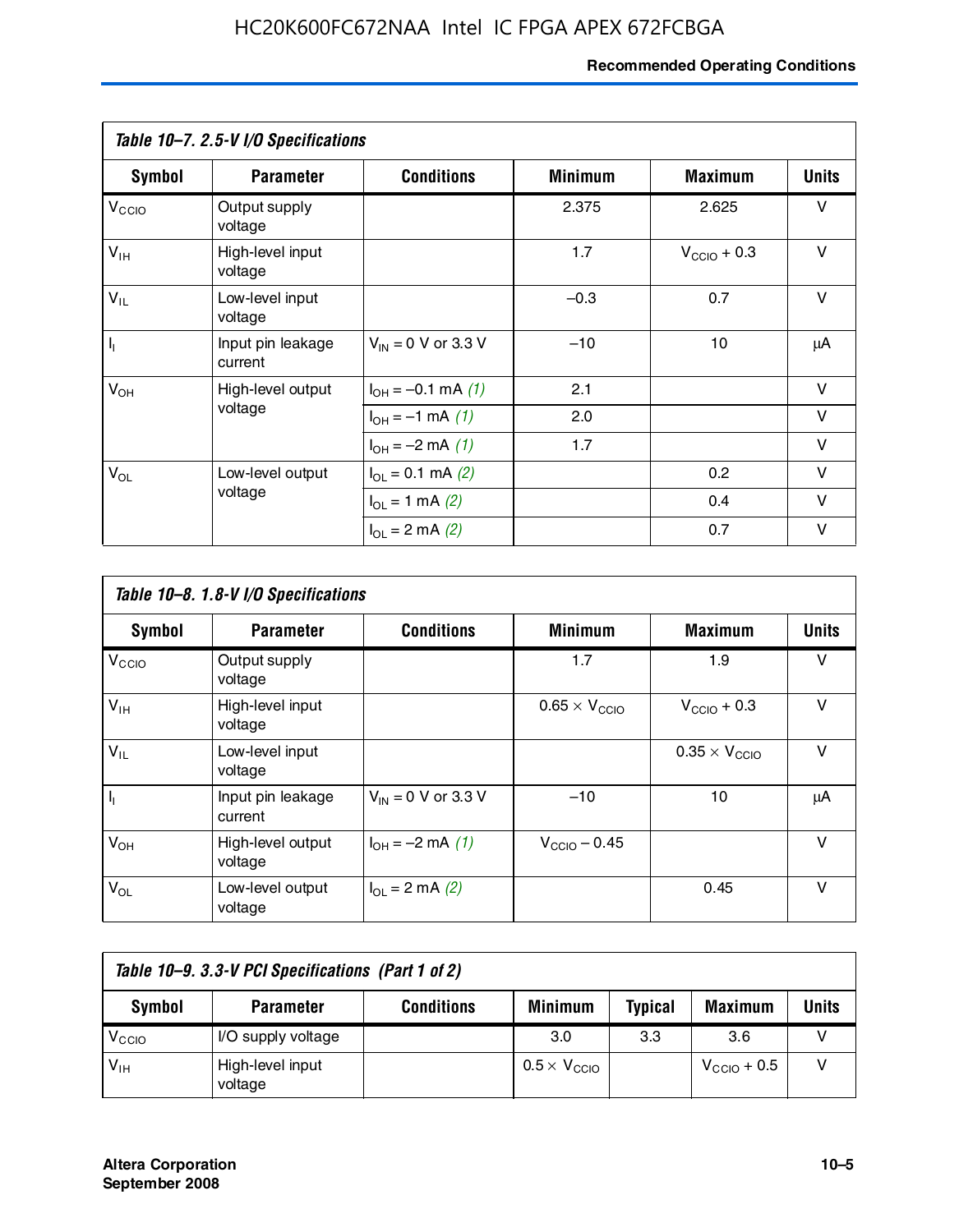**Table 10–7. 2.5-V I/O Specifications**

| Symbol | Parameter | Conditions | Minimum | Maximum | Units |
|---|---|---|---|---|---|
| $V_{CCIO}$ | Output supply voltage | | 2.375 | 2.625 | V |
| $V_{IH}$ | High-level input voltage | | 1.7 | $V_{CCIO}$ + 0.3 | V |
| $V_{IL}$ | Low-level input voltage | | –0.3 | 0.7 | V |
| $I_I$ | Input pin leakage current | $V_{IN}$ = 0 V or 3.3 V | –10 | 10 | μA |
| $V_{OH}$ | High-level output voltage | $I_{OH}$ = –0.1 mA *(1)* | 2.1 | | V |
| | | $I_{OH}$ = –1 mA *(1)* | 2.0 | | V |
| | | $I_{OH}$ = –2 mA *(1)* | 1.7 | | V |
| $V_{OL}$ | Low-level output voltage | $I_{OL}$ = 0.1 mA *(2)* | | 0.2 | V |
| | | $I_{OL}$ = 1 mA *(2)* | | 0.4 | V |
| | | $I_{OL}$ = 2 mA *(2)* | | 0.7 | V |

**Table 10–8. 1.8-V I/O Specifications**

| Symbol | Parameter | Conditions | Minimum | Maximum | Units |
|---|---|---|---|---|---|
| $V_{CCIO}$ | Output supply voltage | | 1.7 | 1.9 | V |
| $V_{IH}$ | High-level input voltage | | 0.65 × $V_{CCIO}$ | $V_{CCIO}$ + 0.3 | V |
| $V_{IL}$ | Low-level input voltage | | | 0.35 × $V_{CCIO}$ | V |
| $I_I$ | Input pin leakage current | $V_{IN}$ = 0 V or 3.3 V | –10 | 10 | μA |
| $V_{OH}$ | High-level output voltage | $I_{OH}$ = –2 mA *(1)* | $V_{CCIO}$ – 0.45 | | V |
| $V_{OL}$ | Low-level output voltage | $I_{OL}$ = 2 mA *(2)* | | 0.45 | V |

**Table 10–9. 3.3-V PCI Specifications (Part 1 of 2)**

| Symbol | Parameter | Conditions | Minimum | Typical | Maximum | Units |
|---|---|---|---|---|---|---|
| $V_{CCIO}$ | I/O supply voltage | | 3.0 | 3.3 | 3.6 | V |
| $V_{IH}$ | High-level input voltage | | 0.5 × $V_{CCIO}$ | | $V_{CCIO}$ + 0.5 | V |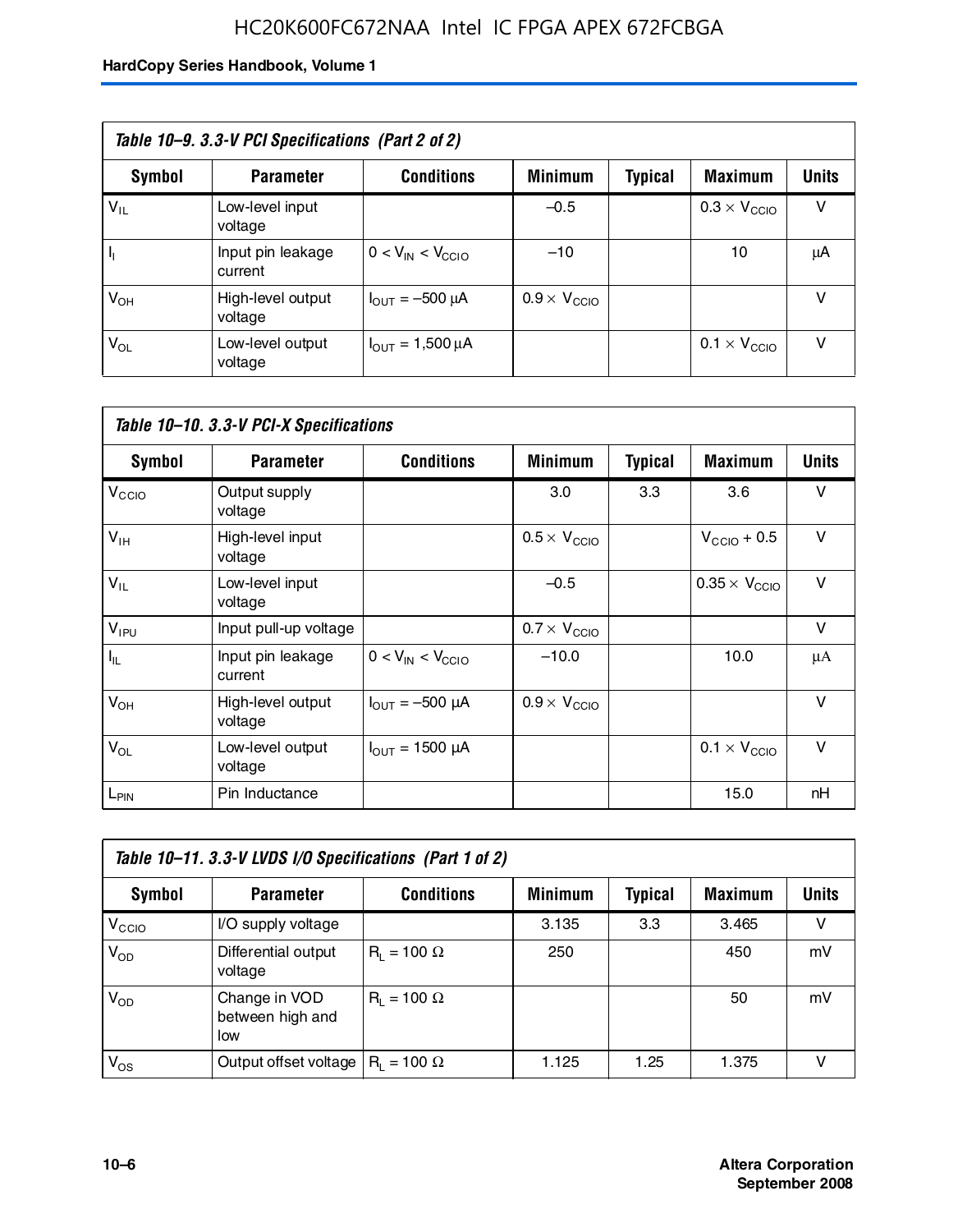**Table 10–9. 3.3-V PCI Specifications (Part 2 of 2)**

| Symbol | Parameter | Conditions | Minimum | Typical | Maximum | Units |
|---|---|---|---|---|---|---|
| $V_{IL}$ | Low-level input voltage | | –0.5 | | $0.3 \times V_{CCIO}$ | V |
| $I_I$ | Input pin leakage current | $0 < V_{IN} < V_{CCIO}$ | –10 | | 10 | μA |
| $V_{OH}$ | High-level output voltage | $I_{OUT}$ = –500 μA | $0.9 \times V_{CCIO}$ | | | V |
| $V_{OL}$ | Low-level output voltage | $I_{OUT}$ = 1,500 μA | | | $0.1 \times V_{CCIO}$ | V |

**Table 10–10. 3.3-V PCI-X Specifications**

| Symbol | Parameter | Conditions | Minimum | Typical | Maximum | Units |
|---|---|---|---|---|---|---|
| $V_{CCIO}$ | Output supply voltage | | 3.0 | 3.3 | 3.6 | V |
| $V_{IH}$ | High-level input voltage | | $0.5 \times V_{CCIO}$ | | $V_{CCIO} + 0.5$ | V |
| $V_{IL}$ | Low-level input voltage | | –0.5 | | $0.35 \times V_{CCIO}$ | V |
| $V_{IPU}$ | Input pull-up voltage | | $0.7 \times V_{CCIO}$ | | | V |
| $I_{IL}$ | Input pin leakage current | $0 < V_{IN} < V_{CCIO}$ | –10.0 | | 10.0 | μA |
| $V_{OH}$ | High-level output voltage | $I_{OUT}$ = –500 μA | $0.9 \times V_{CCIO}$ | | | V |
| $V_{OL}$ | Low-level output voltage | $I_{OUT}$ = 1500 μA | | | $0.1 \times V_{CCIO}$ | V |
| $L_{PIN}$ | Pin Inductance | | | | 15.0 | nH |

**Table 10–11. 3.3-V LVDS I/O Specifications (Part 1 of 2)**

| Symbol | Parameter | Conditions | Minimum | Typical | Maximum | Units |
|---|---|---|---|---|---|---|
| $V_{CCIO}$ | I/O supply voltage | | 3.135 | 3.3 | 3.465 | V |
| $V_{OD}$ | Differential output voltage | $R_L$ = 100 Ω | 250 | | 450 | mV |
| $V_{OD}$ | Change in VOD between high and low | $R_L$ = 100 Ω | | | 50 | mV |
| $V_{OS}$ | Output offset voltage | $R_L$ = 100 Ω | 1.125 | 1.25 | 1.375 | V |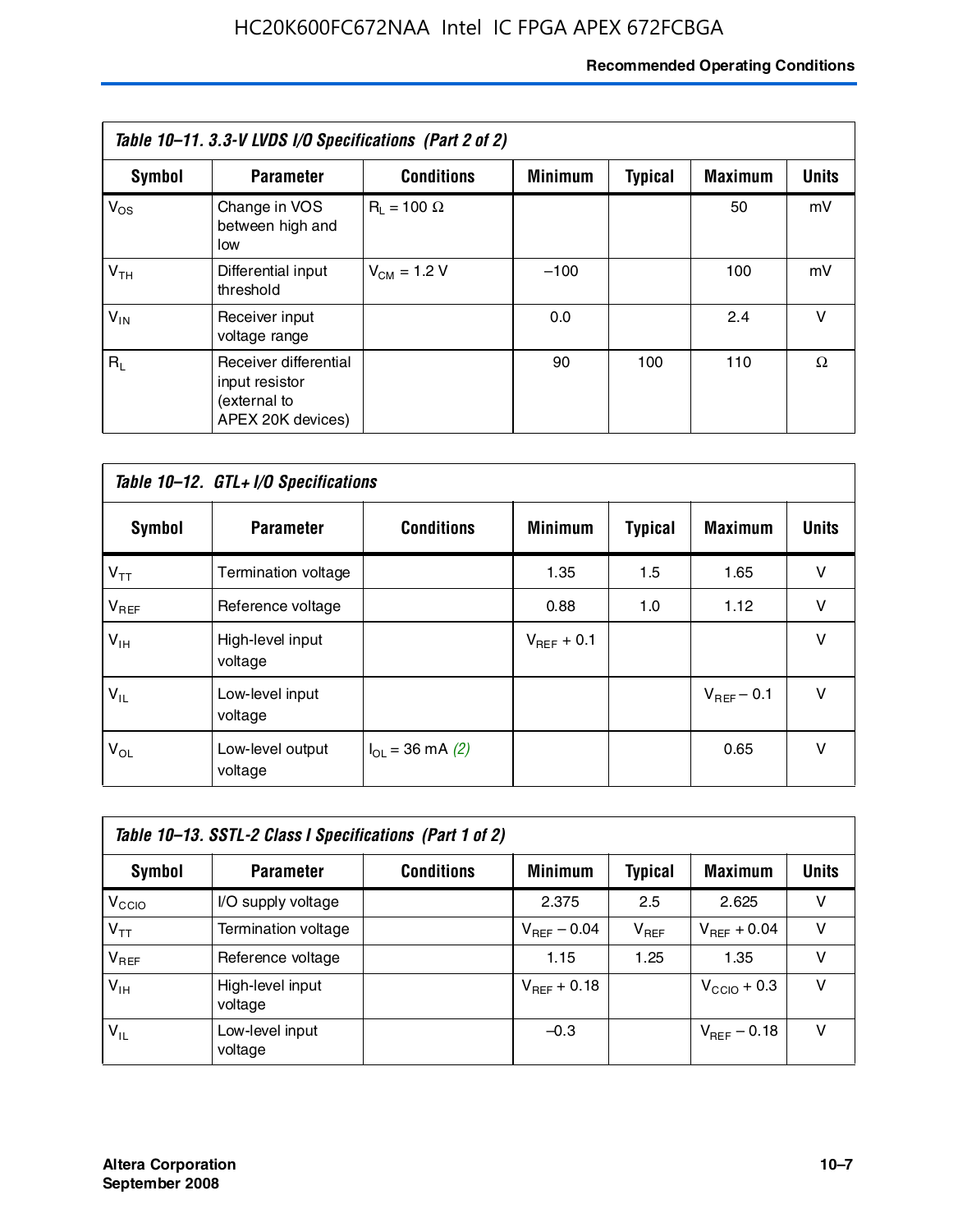| Table 10–11. 3.3-V LVDS I/O Specifications (Part 2 of 2) | | | | | | |
|---|---|---|---|---|---|---|
| **Symbol** | **Parameter** | **Conditions** | **Minimum** | **Typical** | **Maximum** | **Units** |
| $V_{OS}$ | Change in VOS between high and low | $R_L$ = 100 Ω | | | 50 | mV |
| $V_{TH}$ | Differential input threshold | $V_{CM}$ = 1.2 V | –100 | | 100 | mV |
| $V_{IN}$ | Receiver input voltage range | | 0.0 | | 2.4 | V |
| $R_L$ | Receiver differential input resistor (external to APEX 20K devices) | | 90 | 100 | 110 | Ω |

| Table 10–12. GTL+ I/O Specifications | | | | | | |
|---|---|---|---|---|---|---|
| **Symbol** | **Parameter** | **Conditions** | **Minimum** | **Typical** | **Maximum** | **Units** |
| $V_{TT}$ | Termination voltage | | 1.35 | 1.5 | 1.65 | V |
| $V_{REF}$ | Reference voltage | | 0.88 | 1.0 | 1.12 | V |
| $V_{IH}$ | High-level input voltage | | $V_{REF}$ + 0.1 | | | V |
| $V_{IL}$ | Low-level input voltage | | | | $V_{REF}$ – 0.1 | V |
| $V_{OL}$ | Low-level output voltage | $I_{OL}$ = 36 mA *(2)* | | | 0.65 | V |

| Table 10–13. SSTL-2 Class I Specifications (Part 1 of 2) | | | | | | |
|---|---|---|---|---|---|---|
| **Symbol** | **Parameter** | **Conditions** | **Minimum** | **Typical** | **Maximum** | **Units** |
| $V_{CCIO}$ | I/O supply voltage | | 2.375 | 2.5 | 2.625 | V |
| $V_{TT}$ | Termination voltage | | $V_{REF}$ – 0.04 | $V_{REF}$ | $V_{REF}$ + 0.04 | V |
| $V_{REF}$ | Reference voltage | | 1.15 | 1.25 | 1.35 | V |
| $V_{IH}$ | High-level input voltage | | $V_{REF}$ + 0.18 | | $V_{CCIO}$ + 0.3 | V |
| $V_{IL}$ | Low-level input voltage | | –0.3 | | $V_{REF}$ – 0.18 | V |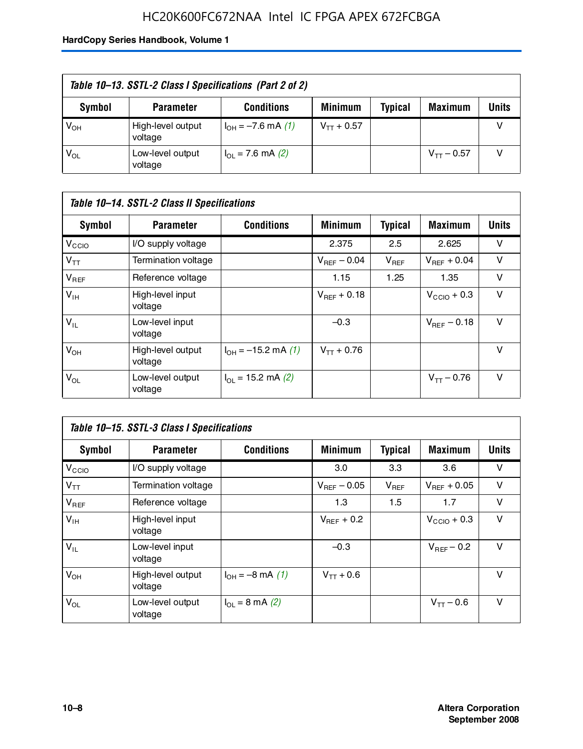*Table 10–13. SSTL-2 Class I Specifications (Part 2 of 2)*

| Symbol | Parameter | Conditions | Minimum | Typical | Maximum | Units |
|---|---|---|---|---|---|---|
| $V_{OH}$ | High-level output voltage | $I_{OH}$ = –7.6 mA *(1)* | $V_{TT}$ + 0.57 | | | V |
| $V_{OL}$ | Low-level output voltage | $I_{OL}$ = 7.6 mA *(2)* | | | $V_{TT}$ – 0.57 | V |

*Table 10–14. SSTL-2 Class II Specifications*

| Symbol | Parameter | Conditions | Minimum | Typical | Maximum | Units |
|---|---|---|---|---|---|---|
| $V_{CCIO}$ | I/O supply voltage | | 2.375 | 2.5 | 2.625 | V |
| $V_{TT}$ | Termination voltage | | $V_{REF}$ – 0.04 | $V_{REF}$ | $V_{REF}$ + 0.04 | V |
| $V_{REF}$ | Reference voltage | | 1.15 | 1.25 | 1.35 | V |
| $V_{IH}$ | High-level input voltage | | $V_{REF}$ + 0.18 | | $V_{CCIO}$ + 0.3 | V |
| $V_{IL}$ | Low-level input voltage | | –0.3 | | $V_{REF}$ – 0.18 | V |
| $V_{OH}$ | High-level output voltage | $I_{OH}$ = –15.2 mA *(1)* | $V_{TT}$ + 0.76 | | | V |
| $V_{OL}$ | Low-level output voltage | $I_{OL}$ = 15.2 mA *(2)* | | | $V_{TT}$ – 0.76 | V |

*Table 10–15. SSTL-3 Class I Specifications*

| Symbol | Parameter | Conditions | Minimum | Typical | Maximum | Units |
|---|---|---|---|---|---|---|
| $V_{CCIO}$ | I/O supply voltage | | 3.0 | 3.3 | 3.6 | V |
| $V_{TT}$ | Termination voltage | | $V_{REF}$ – 0.05 | $V_{REF}$ | $V_{REF}$ + 0.05 | V |
| $V_{REF}$ | Reference voltage | | 1.3 | 1.5 | 1.7 | V |
| $V_{IH}$ | High-level input voltage | | $V_{REF}$ + 0.2 | | $V_{CCIO}$ + 0.3 | V |
| $V_{IL}$ | Low-level input voltage | | –0.3 | | $V_{REF}$ – 0.2 | V |
| $V_{OH}$ | High-level output voltage | $I_{OH}$ = –8 mA *(1)* | $V_{TT}$ + 0.6 | | | V |
| $V_{OL}$ | Low-level output voltage | $I_{OL}$ = 8 mA *(2)* | | | $V_{TT}$ – 0.6 | V |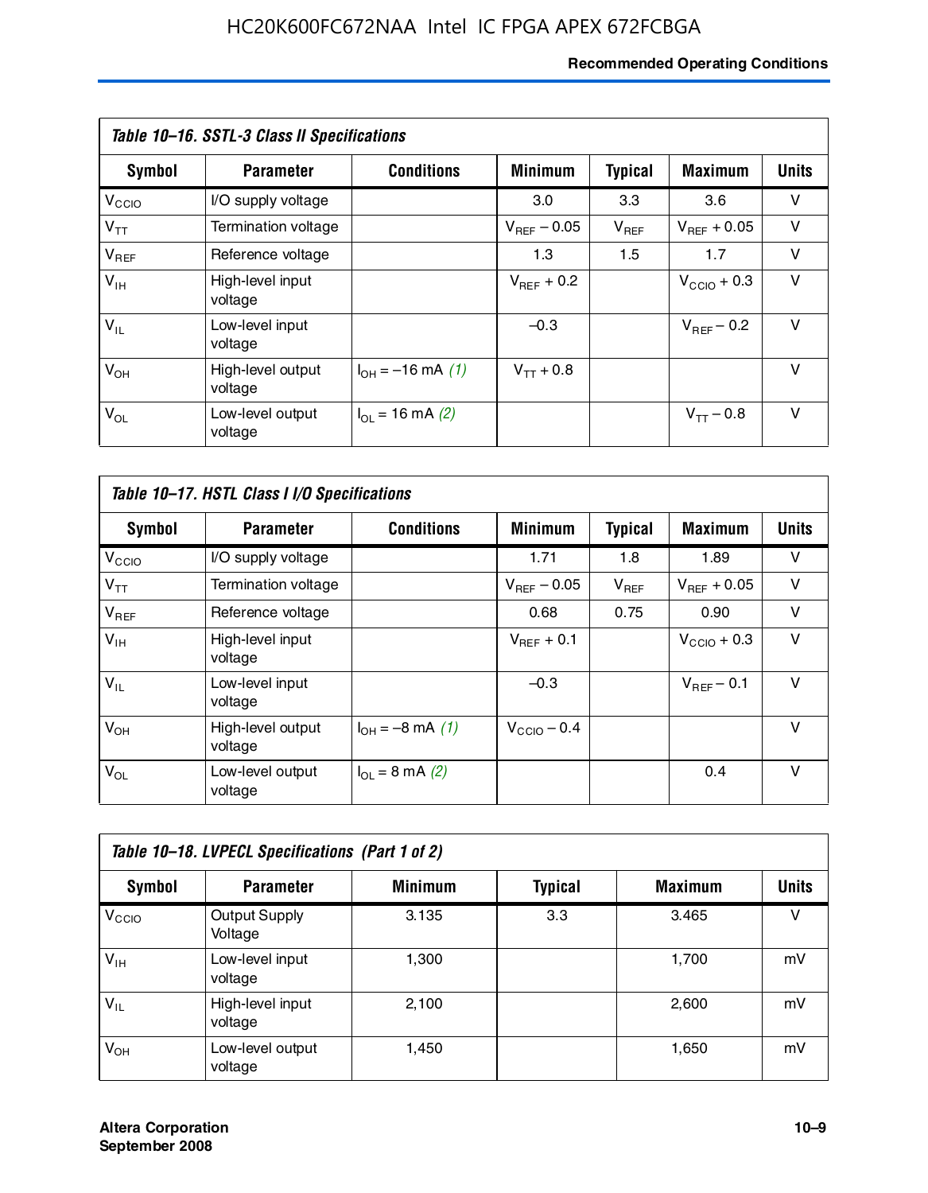**Table 10–16. SSTL-3 Class II Specifications**

| Symbol | Parameter | Conditions | Minimum | Typical | Maximum | Units |
|---|---|---|---|---|---|---|
| $V_{CCIO}$ | I/O supply voltage | | 3.0 | 3.3 | 3.6 | V |
| $V_{TT}$ | Termination voltage | | $V_{REF}$ – 0.05 | $V_{REF}$ | $V_{REF}$ + 0.05 | V |
| $V_{REF}$ | Reference voltage | | 1.3 | 1.5 | 1.7 | V |
| $V_{IH}$ | High-level input voltage | | $V_{REF}$ + 0.2 | | $V_{CCIO}$ + 0.3 | V |
| $V_{IL}$ | Low-level input voltage | | –0.3 | | $V_{REF}$ – 0.2 | V |
| $V_{OH}$ | High-level output voltage | $I_{OH}$ = –16 mA *(1)* | $V_{TT}$ + 0.8 | | | V |
| $V_{OL}$ | Low-level output voltage | $I_{OL}$ = 16 mA *(2)* | | | $V_{TT}$ – 0.8 | V |

**Table 10–17. HSTL Class I I/O Specifications**

| Symbol | Parameter | Conditions | Minimum | Typical | Maximum | Units |
|---|---|---|---|---|---|---|
| $V_{CCIO}$ | I/O supply voltage | | 1.71 | 1.8 | 1.89 | V |
| $V_{TT}$ | Termination voltage | | $V_{REF}$ – 0.05 | $V_{REF}$ | $V_{REF}$ + 0.05 | V |
| $V_{REF}$ | Reference voltage | | 0.68 | 0.75 | 0.90 | V |
| $V_{IH}$ | High-level input voltage | | $V_{REF}$ + 0.1 | | $V_{CCIO}$ + 0.3 | V |
| $V_{IL}$ | Low-level input voltage | | –0.3 | | $V_{REF}$ – 0.1 | V |
| $V_{OH}$ | High-level output voltage | $I_{OH}$ = –8 mA *(1)* | $V_{CCIO}$ – 0.4 | | | V |
| $V_{OL}$ | Low-level output voltage | $I_{OL}$ = 8 mA *(2)* | | | 0.4 | V |

**Table 10–18. LVPECL Specifications (Part 1 of 2)**

| Symbol | Parameter | Minimum | Typical | Maximum | Units |
|---|---|---|---|---|---|
| $V_{CCIO}$ | Output Supply Voltage | 3.135 | 3.3 | 3.465 | V |
| $V_{IH}$ | Low-level input voltage | 1,300 | | 1,700 | mV |
| $V_{IL}$ | High-level input voltage | 2,100 | | 2,600 | mV |
| $V_{OH}$ | Low-level output voltage | 1,450 | | 1,650 | mV |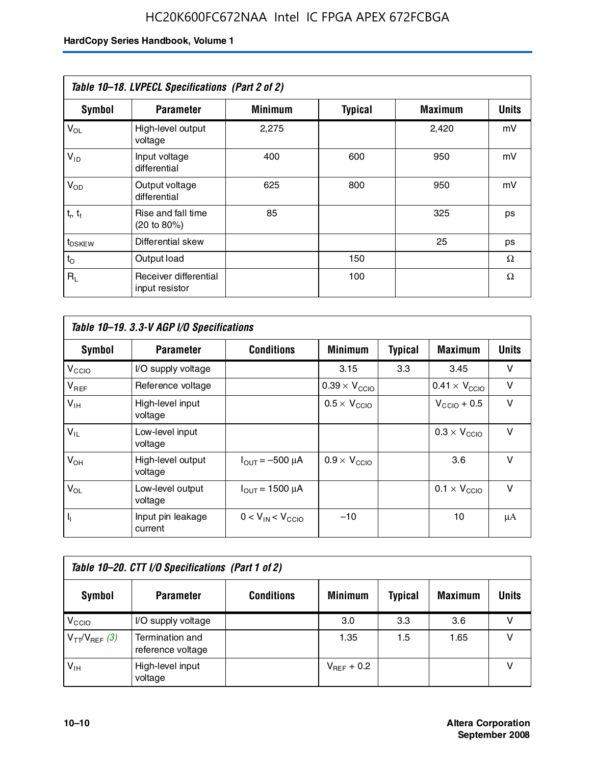**Table 10–18. LVPECL Specifications (Part 2 of 2)**

| Symbol | Parameter | Minimum | Typical | Maximum | Units |
|---|---|---|---|---|---|
| $V_{OL}$ | High-level output voltage | 2,275 | | 2,420 | mV |
| $V_{ID}$ | Input voltage differential | 400 | 600 | 950 | mV |
| $V_{OD}$ | Output voltage differential | 625 | 800 | 950 | mV |
| $t_r$, $t_f$ | Rise and fall time (20 to 80%) | 85 | | 325 | ps |
| $t_{DSKEW}$ | Differential skew | | | 25 | ps |
| $t_O$ | Output load | | 150 | | Ω |
| $R_L$ | Receiver differential input resistor | | 100 | | Ω |

**Table 10–19. 3.3-V AGP I/O Specifications**

| Symbol | Parameter | Conditions | Minimum | Typical | Maximum | Units |
|---|---|---|---|---|---|---|
| $V_{CCIO}$ | I/O supply voltage | | 3.15 | 3.3 | 3.45 | V |
| $V_{REF}$ | Reference voltage | | $0.39 \times V_{CCIO}$ | | $0.41 \times V_{CCIO}$ | V |
| $V_{IH}$ | High-level input voltage | | $0.5 \times V_{CCIO}$ | | $V_{CCIO} + 0.5$ | V |
| $V_{IL}$ | Low-level input voltage | | | | $0.3 \times V_{CCIO}$ | V |
| $V_{OH}$ | High-level output voltage | $I_{OUT} = -500\ \mu A$ | $0.9 \times V_{CCIO}$ | | 3.6 | V |
| $V_{OL}$ | Low-level output voltage | $I_{OUT} = 1500\ \mu A$ | | | $0.1 \times V_{CCIO}$ | V |
| $I_I$ | Input pin leakage current | $0 < V_{IN} < V_{CCIO}$ | –10 | | 10 | μA |

**Table 10–20. CTT I/O Specifications (Part 1 of 2)**

| Symbol | Parameter | Conditions | Minimum | Typical | Maximum | Units |
|---|---|---|---|---|---|---|
| $V_{CCIO}$ | I/O supply voltage | | 3.0 | 3.3 | 3.6 | V |
| $V_{TT}/V_{REF}$ *(3)* | Termination and reference voltage | | 1.35 | 1.5 | 1.65 | V |
| $V_{IH}$ | High-level input voltage | | $V_{REF} + 0.2$ | | | V |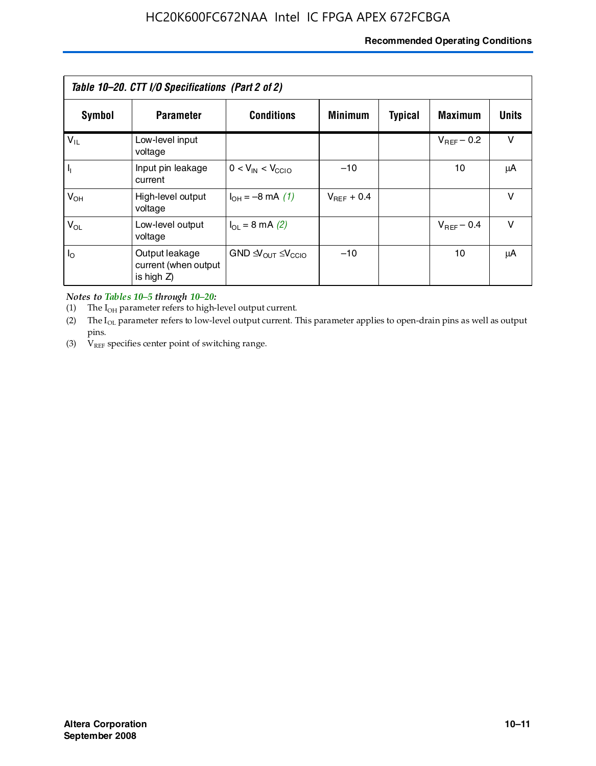*Table 10–20. CTT I/O Specifications (Part 2 of 2)*

| Symbol | Parameter | Conditions | Minimum | Typical | Maximum | Units |
|---|---|---|---|---|---|---|
| $V_{IL}$ | Low-level input voltage | | | | $V_{REF}$ – 0.2 | V |
| $I_I$ | Input pin leakage current | $0 < V_{IN} < V_{CCIO}$ | –10 | | 10 | μA |
| $V_{OH}$ | High-level output voltage | $I_{OH}$ = –8 mA *(1)* | $V_{REF}$ + 0.4 | | | V |
| $V_{OL}$ | Low-level output voltage | $I_{OL}$ = 8 mA *(2)* | | | $V_{REF}$ – 0.4 | V |
| $I_O$ | Output leakage current (when output is high Z) | $GND \leq V_{OUT} \leq V_{CCIO}$ | –10 | | 10 | μA |

*Notes to Tables 10–5 through 10–20:*

(1) The $I_{OH}$ parameter refers to high-level output current.

(2) The $I_{OL}$ parameter refers to low-level output current. This parameter applies to open-drain pins as well as output pins.

(3) $V_{REF}$ specifies center point of switching range.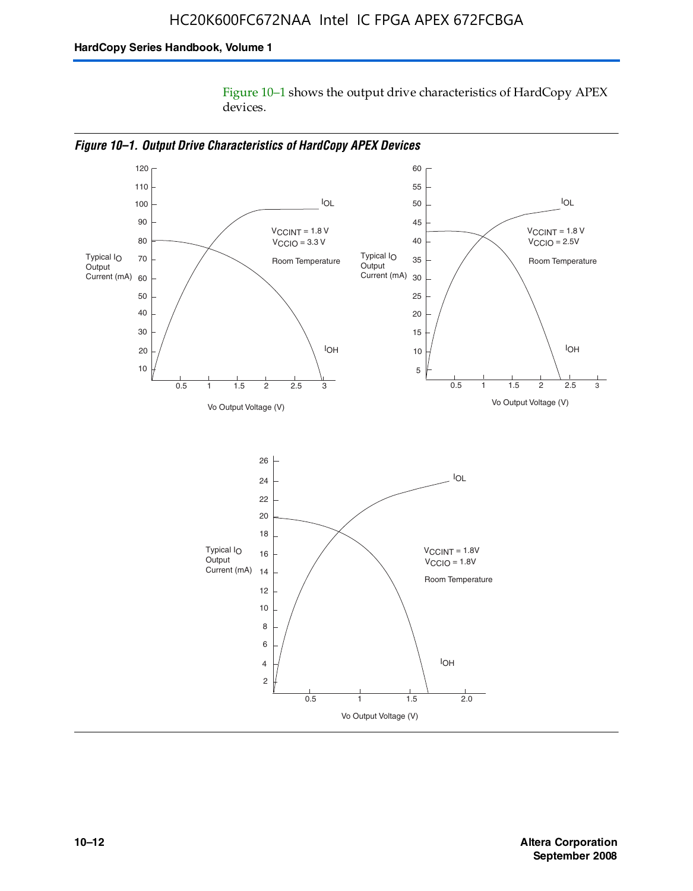Figure 10–1 shows the output drive characteristics of HardCopy APEX devices.

*Figure 10–1. Output Drive Characteristics of HardCopy APEX Devices*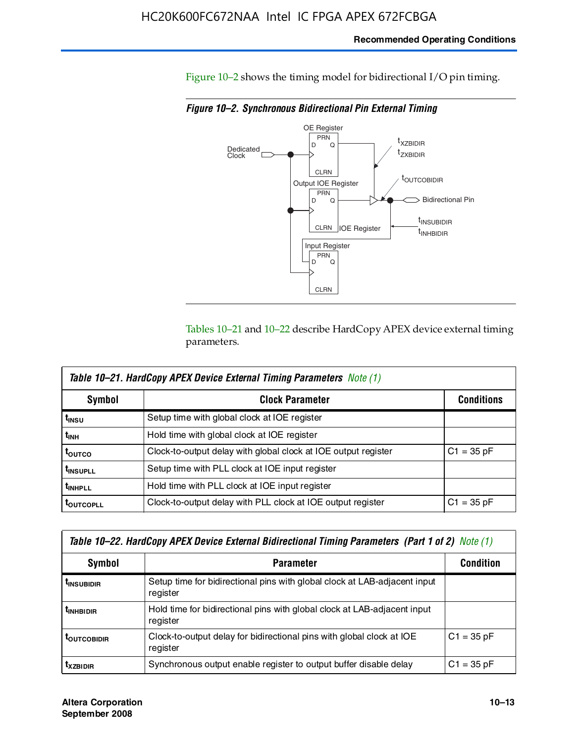Figure 10–2 shows the timing model for bidirectional I/O pin timing.

***Figure 10–2. Synchronous Bidirectional Pin External Timing***

Tables 10–21 and 10–22 describe HardCopy APEX device external timing parameters.

| *Table 10–21. HardCopy APEX Device External Timing Parameters Note (1)* | | |
|---|---|---|
| **Symbol** | **Clock Parameter** | **Conditions** |
| $t_{INSU}$ | Setup time with global clock at IOE register | |
| $t_{INH}$ | Hold time with global clock at IOE register | |
| $t_{OUTCO}$ | Clock-to-output delay with global clock at IOE output register | C1 = 35 pF |
| $t_{INSUPLL}$ | Setup time with PLL clock at IOE input register | |
| $t_{INHPLL}$ | Hold time with PLL clock at IOE input register | |
| $t_{OUTCOPLL}$ | Clock-to-output delay with PLL clock at IOE output register | C1 = 35 pF |

| *Table 10–22. HardCopy APEX Device External Bidirectional Timing Parameters (Part 1 of 2) Note (1)* | | |
|---|---|---|
| **Symbol** | **Parameter** | **Condition** |
| $t_{INSUBIDIR}$ | Setup time for bidirectional pins with global clock at LAB-adjacent input register | |
| $t_{INHBIDIR}$ | Hold time for bidirectional pins with global clock at LAB-adjacent input register | |
| $t_{OUTCOBIDIR}$ | Clock-to-output delay for bidirectional pins with global clock at IOE register | C1 = 35 pF |
| $t_{XZBIDIR}$ | Synchronous output enable register to output buffer disable delay | C1 = 35 pF |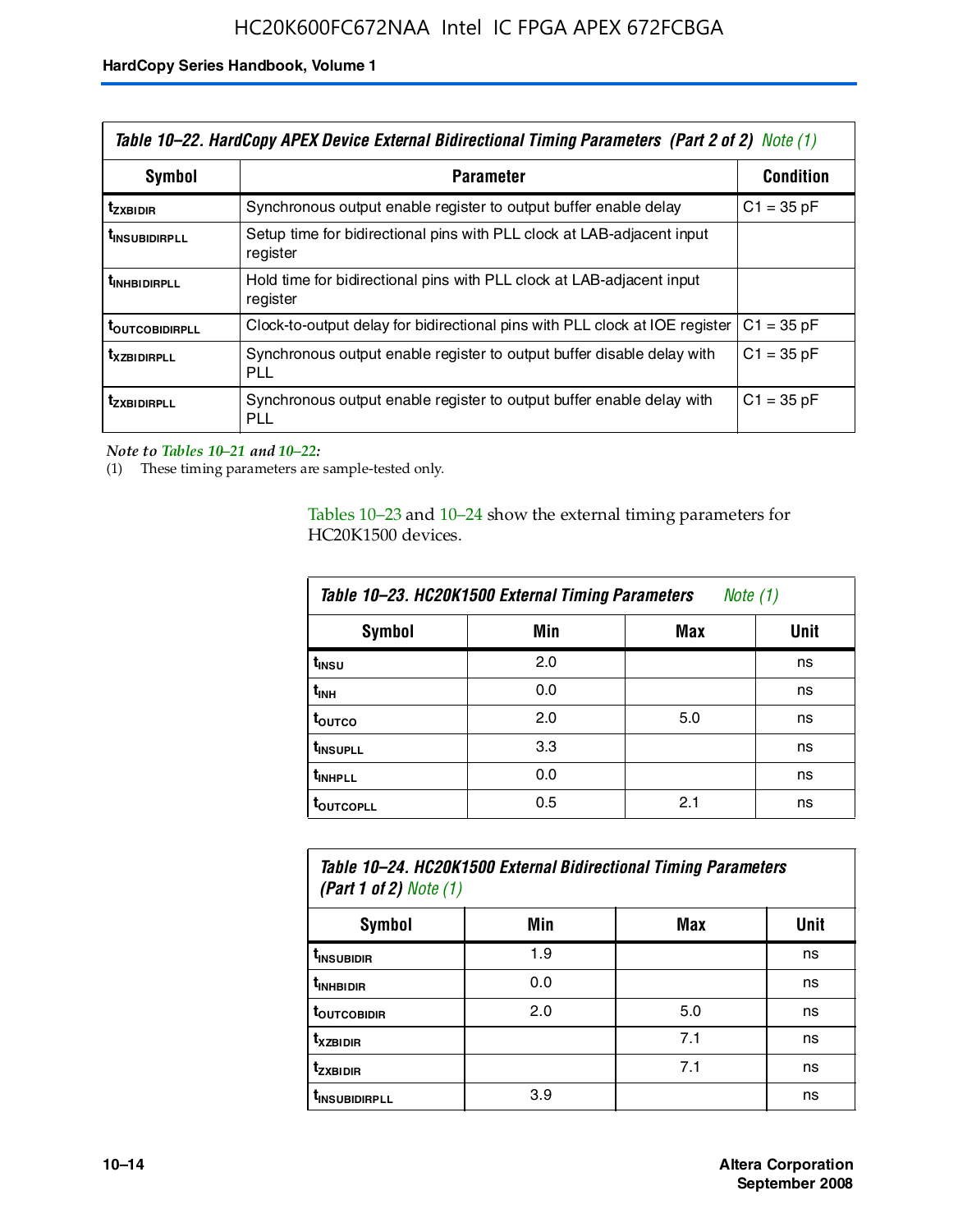| Symbol | Parameter | Condition |
|---|---|---|
| $t_{ZXBIDIR}$ | Synchronous output enable register to output buffer enable delay | C1 = 35 pF |
| $t_{INSUBIDIRPLL}$ | Setup time for bidirectional pins with PLL clock at LAB-adjacent input register | |
| $t_{INHBIDIRPLL}$ | Hold time for bidirectional pins with PLL clock at LAB-adjacent input register | |
| $t_{OUTCOBIDIRPLL}$ | Clock-to-output delay for bidirectional pins with PLL clock at IOE register | C1 = 35 pF |
| $t_{XZBIDIRPLL}$ | Synchronous output enable register to output buffer disable delay with PLL | C1 = 35 pF |
| $t_{ZXBIDIRPLL}$ | Synchronous output enable register to output buffer enable delay with PLL | C1 = 35 pF |

*Table 10–22. HardCopy APEX Device External Bidirectional Timing Parameters (Part 2 of 2) Note (1)*

*Note to Tables 10–21 and 10–22:*

(1) These timing parameters are sample-tested only.

Tables 10–23 and 10–24 show the external timing parameters for HC20K1500 devices.

*Table 10–23. HC20K1500 External Timing Parameters Note (1)*

| Symbol | Min | Max | Unit |
|---|---|---|---|
| $t_{INSU}$ | 2.0 | | ns |
| $t_{INH}$ | 0.0 | | ns |
| $t_{OUTCO}$ | 2.0 | 5.0 | ns |
| $t_{INSUPLL}$ | 3.3 | | ns |
| $t_{INHPLL}$ | 0.0 | | ns |
| $t_{OUTCOPLL}$ | 0.5 | 2.1 | ns |

*Table 10–24. HC20K1500 External Bidirectional Timing Parameters (Part 1 of 2) Note (1)*

| Symbol | Min | Max | Unit |
|---|---|---|---|
| $t_{INSUBIDIR}$ | 1.9 | | ns |
| $t_{INHBIDIR}$ | 0.0 | | ns |
| $t_{OUTCOBIDIR}$ | 2.0 | 5.0 | ns |
| $t_{XZBIDIR}$ | | 7.1 | ns |
| $t_{ZXBIDIR}$ | | 7.1 | ns |
| $t_{INSUBIDIRPLL}$ | 3.9 | | ns |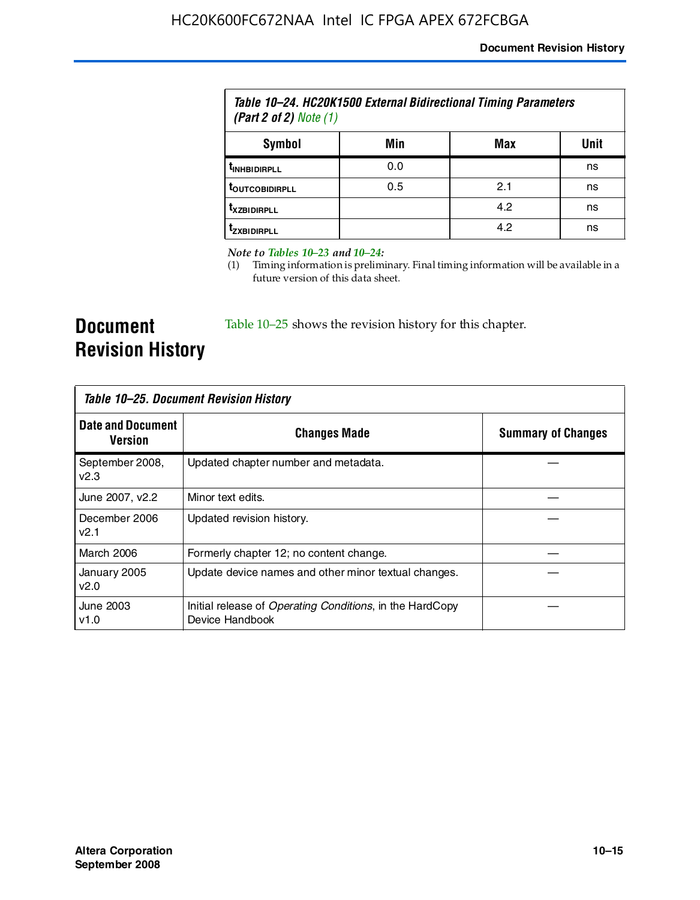Table 10–24. HC20K1500 External Bidirectional Timing Parameters (Part 2 of 2) Note (1)

| Symbol | Min | Max | Unit |
|---|---|---|---|
| $t_{INHBIDIRPLL}$ | 0.0 | | ns |
| $t_{OUTCOBIDIRPLL}$ | 0.5 | 2.1 | ns |
| $t_{XZBIDIRPLL}$ | | 4.2 | ns |
| $t_{ZXBIDIRPLL}$ | | 4.2 | ns |

*Note to Tables 10–23 and 10–24:*

(1) Timing information is preliminary. Final timing information will be available in a future version of this data sheet.

# Document Revision History

Table 10–25 shows the revision history for this chapter.

Table 10–25. Document Revision History

| Date and Document Version | Changes Made | Summary of Changes |
|---|---|---|
| September 2008, v2.3 | Updated chapter number and metadata. | — |
| June 2007, v2.2 | Minor text edits. | — |
| December 2006 v2.1 | Updated revision history. | — |
| March 2006 | Formerly chapter 12; no content change. | — |
| January 2005 v2.0 | Update device names and other minor textual changes. | — |
| June 2003 v1.0 | Initial release of *Operating Conditions*, in the HardCopy Device Handbook | — |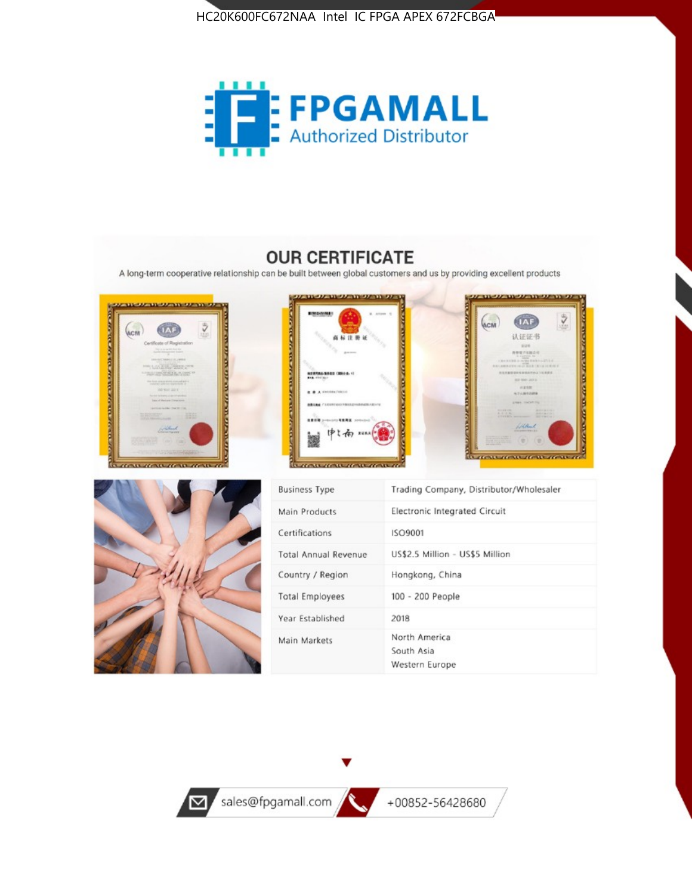FPGAMALL
Authorized Distributor

## OUR CERTIFICATE

A long-term cooperative relationship can be built between global customers and us by providing excellent products

| | |
|---|---|
| Business Type | Trading Company, Distributor/Wholesaler |
| Main Products | Electronic Integrated Circuit |
| Certifications | ISO9001 |
| Total Annual Revenue | US$2.5 Million - US$5 Million |
| Country / Region | Hongkong, China |
| Total Employees | 100 - 200 People |
| Year Established | 2018 |
| Main Markets | North America<br>South Asia<br>Western Europe |

sales@fpgamall.com

+00852-56428680